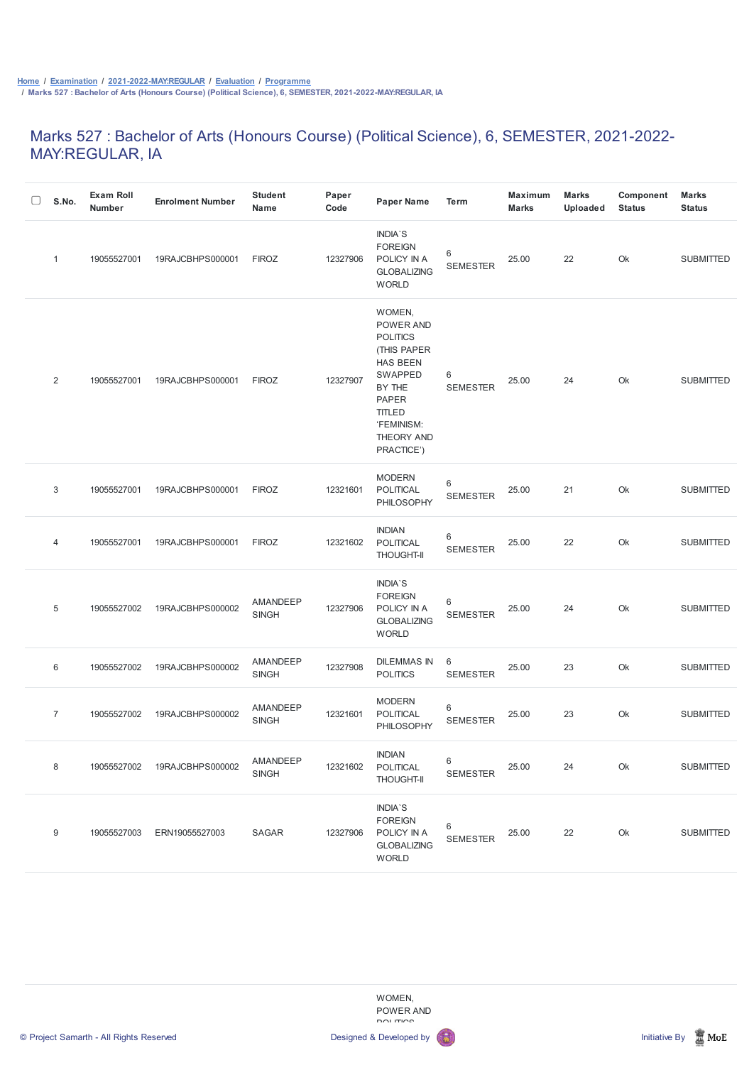Home / Examination / 2021-2022-MAY:REGULAR / Evaluation / Programme
/ Marks 527 : Bachelor of Arts (Honours Course) (Political Science), 6, SEMESTER, 2021-2022-MAY:REGULAR, IA

# Marks 527 : Bachelor of Arts (Honours Course) (Political Science), 6, SEMESTER, 2021-2022-MAY:REGULAR, IA

| S.No. | Exam Roll Number | Enrolment Number | Student Name | Paper Code | Paper Name | Term | Maximum Marks | Marks Uploaded | Component Status | Marks Status |
|---|---|---|---|---|---|---|---|---|---|---|
| 1 | 19055527001 | 19RAJCBHPS000001 | FIROZ | 12327906 | INDIA`S FOREIGN POLICY IN A GLOBALIZING WORLD | 6 SEMESTER | 25.00 | 22 | Ok | SUBMITTED |
| 2 | 19055527001 | 19RAJCBHPS000001 | FIROZ | 12327907 | WOMEN, POWER AND POLITICS (THIS PAPER HAS BEEN SWAPPED BY THE PAPER TITLED 'FEMINISM: THEORY AND PRACTICE') | 6 SEMESTER | 25.00 | 24 | Ok | SUBMITTED |
| 3 | 19055527001 | 19RAJCBHPS000001 | FIROZ | 12321601 | MODERN POLITICAL PHILOSOPHY | 6 SEMESTER | 25.00 | 21 | Ok | SUBMITTED |
| 4 | 19055527001 | 19RAJCBHPS000001 | FIROZ | 12321602 | INDIAN POLITICAL THOUGHT-II | 6 SEMESTER | 25.00 | 22 | Ok | SUBMITTED |
| 5 | 19055527002 | 19RAJCBHPS000002 | AMANDEEP SINGH | 12327906 | INDIA`S FOREIGN POLICY IN A GLOBALIZING WORLD | 6 SEMESTER | 25.00 | 24 | Ok | SUBMITTED |
| 6 | 19055527002 | 19RAJCBHPS000002 | AMANDEEP SINGH | 12327908 | DILEMMAS IN POLITICS | 6 SEMESTER | 25.00 | 23 | Ok | SUBMITTED |
| 7 | 19055527002 | 19RAJCBHPS000002 | AMANDEEP SINGH | 12321601 | MODERN POLITICAL PHILOSOPHY | 6 SEMESTER | 25.00 | 23 | Ok | SUBMITTED |
| 8 | 19055527002 | 19RAJCBHPS000002 | AMANDEEP SINGH | 12321602 | INDIAN POLITICAL THOUGHT-II | 6 SEMESTER | 25.00 | 24 | Ok | SUBMITTED |
| 9 | 19055527003 | ERN19055527003 | SAGAR | 12327906 | INDIA`S FOREIGN POLICY IN A GLOBALIZING WORLD | 6 SEMESTER | 25.00 | 22 | Ok | SUBMITTED |

© Project Samarth - All Rights Reserved    Designed & Developed by    Initiative By MoE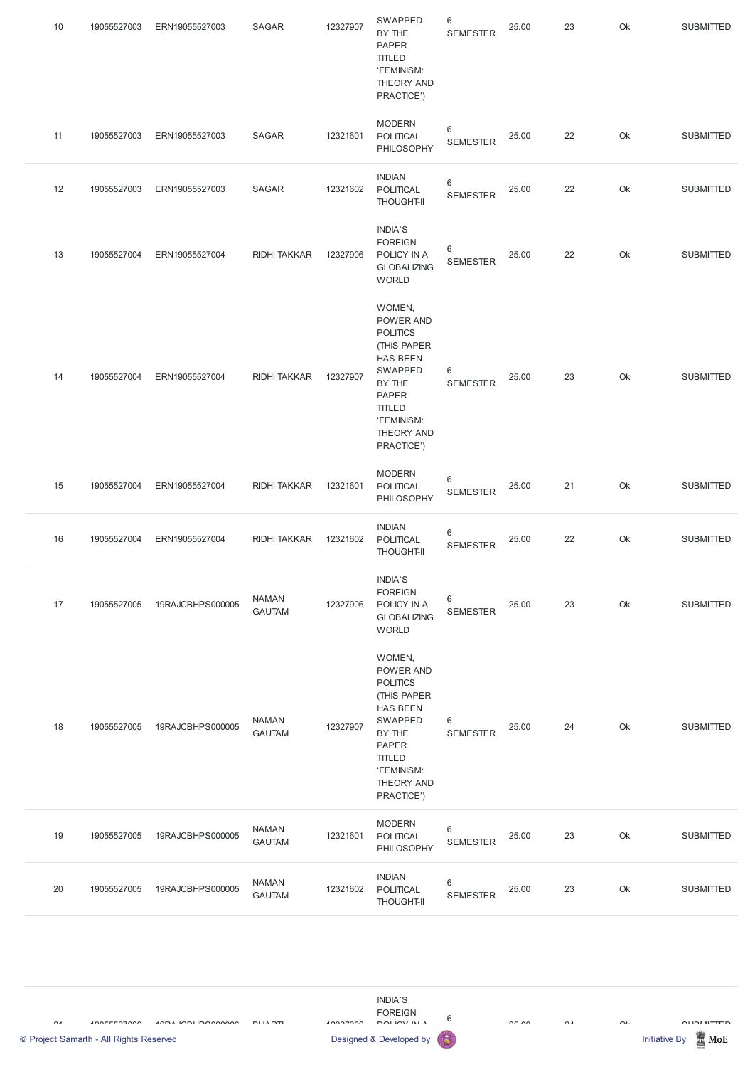| 10 | 19055527003 | ERN19055527003 | SAGAR | 12327907 | SWAPPED BY THE PAPER TITLED 'FEMINISM: THEORY AND PRACTICE') | 6 SEMESTER | 25.00 | 23 | Ok | SUBMITTED |
|---|---|---|---|---|---|---|---|---|---|---|
| 11 | 19055527003 | ERN19055527003 | SAGAR | 12321601 | MODERN POLITICAL PHILOSOPHY | 6 SEMESTER | 25.00 | 22 | Ok | SUBMITTED |
| 12 | 19055527003 | ERN19055527003 | SAGAR | 12321602 | INDIAN POLITICAL THOUGHT-II | 6 SEMESTER | 25.00 | 22 | Ok | SUBMITTED |
| 13 | 19055527004 | ERN19055527004 | RIDHI TAKKAR | 12327906 | INDIA`S FOREIGN POLICY IN A GLOBALIZING WORLD | 6 SEMESTER | 25.00 | 22 | Ok | SUBMITTED |
| 14 | 19055527004 | ERN19055527004 | RIDHI TAKKAR | 12327907 | WOMEN, POWER AND POLITICS (THIS PAPER HAS BEEN SWAPPED BY THE PAPER TITLED 'FEMINISM: THEORY AND PRACTICE') | 6 SEMESTER | 25.00 | 23 | Ok | SUBMITTED |
| 15 | 19055527004 | ERN19055527004 | RIDHI TAKKAR | 12321601 | MODERN POLITICAL PHILOSOPHY | 6 SEMESTER | 25.00 | 21 | Ok | SUBMITTED |
| 16 | 19055527004 | ERN19055527004 | RIDHI TAKKAR | 12321602 | INDIAN POLITICAL THOUGHT-II | 6 SEMESTER | 25.00 | 22 | Ok | SUBMITTED |
| 17 | 19055527005 | 19RAJCBHPS000005 | NAMAN GAUTAM | 12327906 | INDIA`S FOREIGN POLICY IN A GLOBALIZING WORLD | 6 SEMESTER | 25.00 | 23 | Ok | SUBMITTED |
| 18 | 19055527005 | 19RAJCBHPS000005 | NAMAN GAUTAM | 12327907 | WOMEN, POWER AND POLITICS (THIS PAPER HAS BEEN SWAPPED BY THE PAPER TITLED 'FEMINISM: THEORY AND PRACTICE') | 6 SEMESTER | 25.00 | 24 | Ok | SUBMITTED |
| 19 | 19055527005 | 19RAJCBHPS000005 | NAMAN GAUTAM | 12321601 | MODERN POLITICAL PHILOSOPHY | 6 SEMESTER | 25.00 | 23 | Ok | SUBMITTED |
| 20 | 19055527005 | 19RAJCBHPS000005 | NAMAN GAUTAM | 12321602 | INDIAN POLITICAL THOUGHT-II | 6 SEMESTER | 25.00 | 23 | Ok | SUBMITTED |
| 21 | 19055527006 | 19RAJCBHPS000006 | BHARTI | 12327906 | INDIA`S FOREIGN POLICY IN A | 6 | 25.00 | 24 | Ok | SUBMITTED |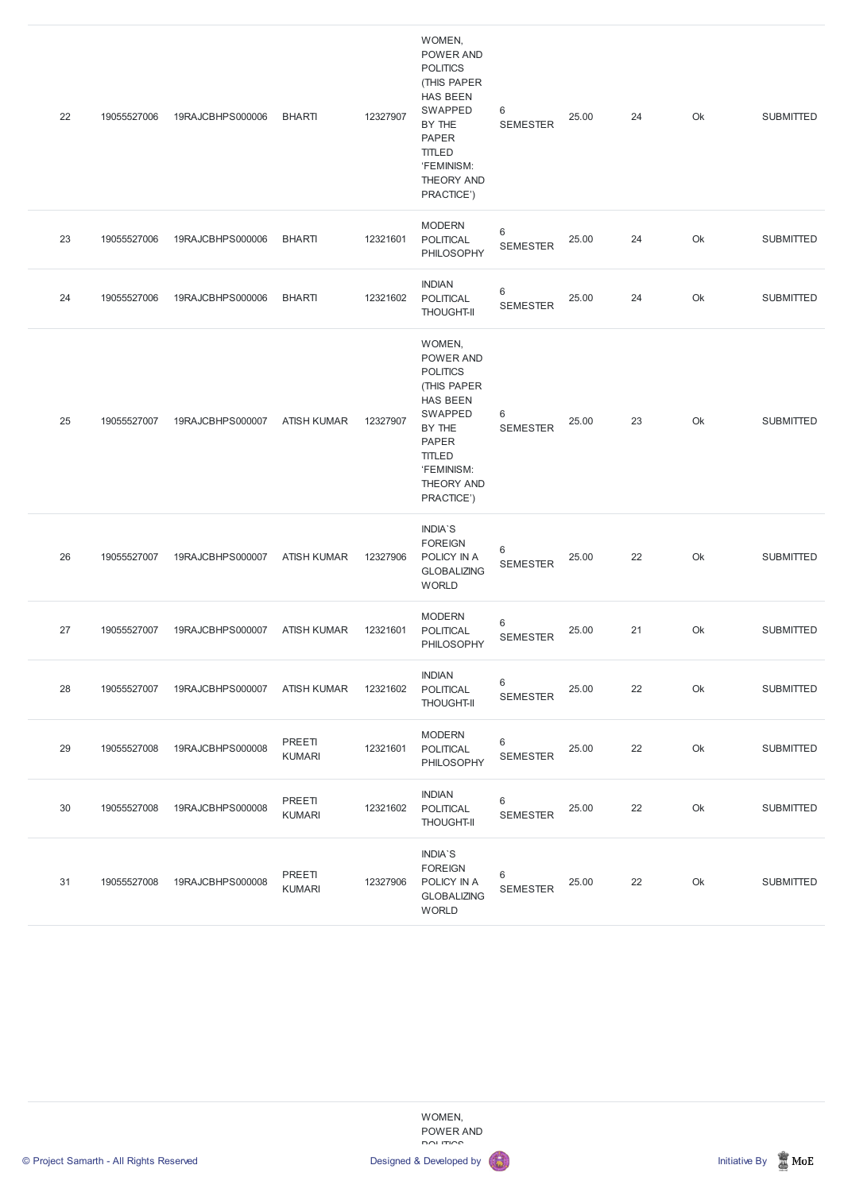| | | | | | | | | | | |
|---|---|---|---|---|---|---|---|---|---|---|
| 22 | 19055527006 | 19RAJCBHPS000006 | BHARTI | 12327907 | WOMEN, POWER AND POLITICS (THIS PAPER HAS BEEN SWAPPED BY THE PAPER TITLED 'FEMINISM: THEORY AND PRACTICE') | 6 SEMESTER | 25.00 | 24 | Ok | SUBMITTED |
| 23 | 19055527006 | 19RAJCBHPS000006 | BHARTI | 12321601 | MODERN POLITICAL PHILOSOPHY | 6 SEMESTER | 25.00 | 24 | Ok | SUBMITTED |
| 24 | 19055527006 | 19RAJCBHPS000006 | BHARTI | 12321602 | INDIAN POLITICAL THOUGHT-II | 6 SEMESTER | 25.00 | 24 | Ok | SUBMITTED |
| 25 | 19055527007 | 19RAJCBHPS000007 | ATISH KUMAR | 12327907 | WOMEN, POWER AND POLITICS (THIS PAPER HAS BEEN SWAPPED BY THE PAPER TITLED 'FEMINISM: THEORY AND PRACTICE') | 6 SEMESTER | 25.00 | 23 | Ok | SUBMITTED |
| 26 | 19055527007 | 19RAJCBHPS000007 | ATISH KUMAR | 12327906 | INDIA`S FOREIGN POLICY IN A GLOBALIZING WORLD | 6 SEMESTER | 25.00 | 22 | Ok | SUBMITTED |
| 27 | 19055527007 | 19RAJCBHPS000007 | ATISH KUMAR | 12321601 | MODERN POLITICAL PHILOSOPHY | 6 SEMESTER | 25.00 | 21 | Ok | SUBMITTED |
| 28 | 19055527007 | 19RAJCBHPS000007 | ATISH KUMAR | 12321602 | INDIAN POLITICAL THOUGHT-II | 6 SEMESTER | 25.00 | 22 | Ok | SUBMITTED |
| 29 | 19055527008 | 19RAJCBHPS000008 | PREETI KUMARI | 12321601 | MODERN POLITICAL PHILOSOPHY | 6 SEMESTER | 25.00 | 22 | Ok | SUBMITTED |
| 30 | 19055527008 | 19RAJCBHPS000008 | PREETI KUMARI | 12321602 | INDIAN POLITICAL THOUGHT-II | 6 SEMESTER | 25.00 | 22 | Ok | SUBMITTED |
| 31 | 19055527008 | 19RAJCBHPS000008 | PREETI KUMARI | 12327906 | INDIA`S FOREIGN POLICY IN A GLOBALIZING WORLD | 6 SEMESTER | 25.00 | 22 | Ok | SUBMITTED |
| | | | | | WOMEN, POWER AND POLITICS | | | | | |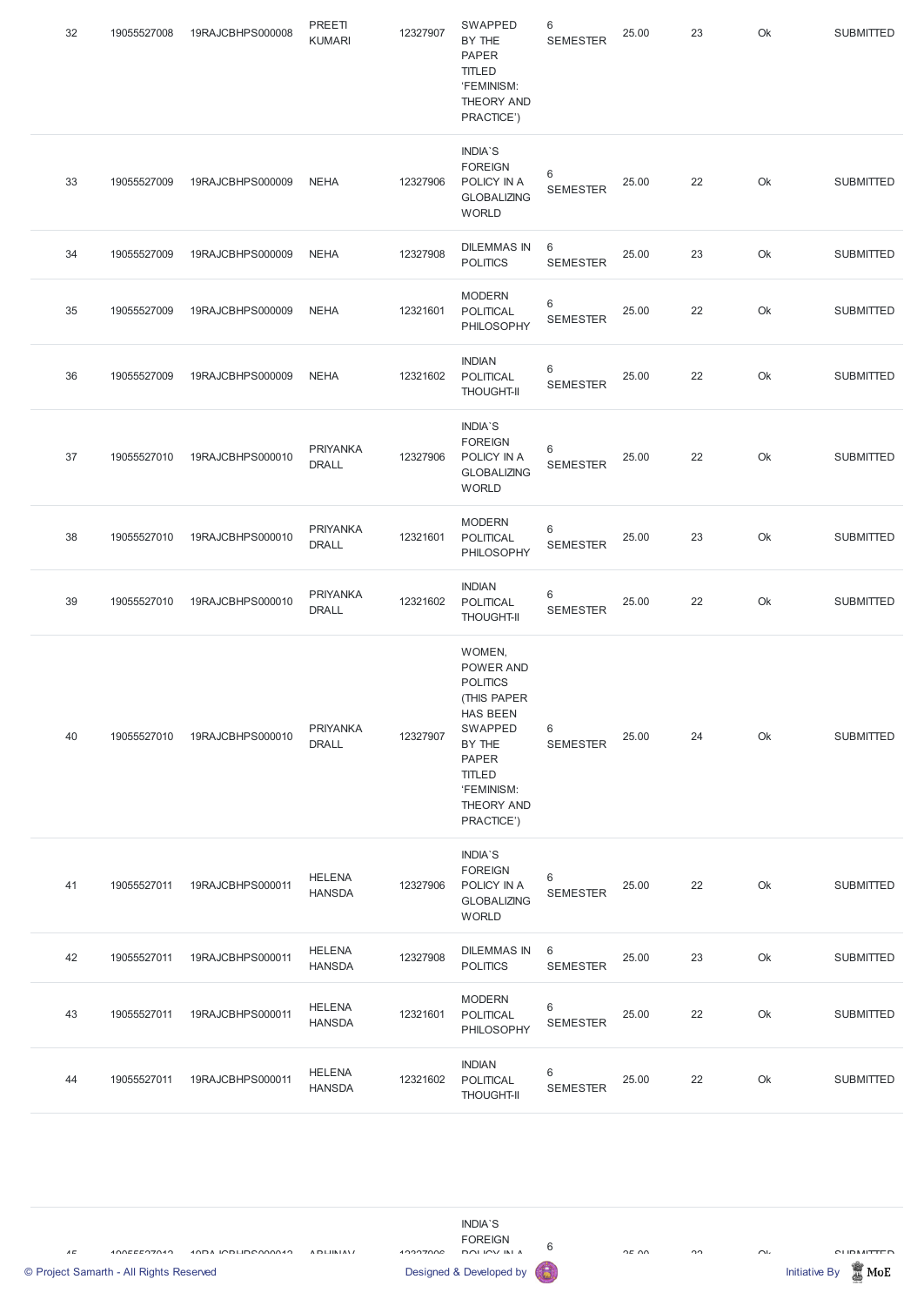| | | | | | | | | | | |
|---|---|---|---|---|---|---|---|---|---|---|
| 32 | 19055527008 | 19RAJCBHPS000008 | PREETI KUMARI | 12327907 | SWAPPED BY THE PAPER TITLED 'FEMINISM: THEORY AND PRACTICE') | 6 SEMESTER | 25.00 | 23 | Ok | SUBMITTED |
| 33 | 19055527009 | 19RAJCBHPS000009 | NEHA | 12327906 | INDIA`S FOREIGN POLICY IN A GLOBALIZING WORLD | 6 SEMESTER | 25.00 | 22 | Ok | SUBMITTED |
| 34 | 19055527009 | 19RAJCBHPS000009 | NEHA | 12327908 | DILEMMAS IN POLITICS | 6 SEMESTER | 25.00 | 23 | Ok | SUBMITTED |
| 35 | 19055527009 | 19RAJCBHPS000009 | NEHA | 12321601 | MODERN POLITICAL PHILOSOPHY | 6 SEMESTER | 25.00 | 22 | Ok | SUBMITTED |
| 36 | 19055527009 | 19RAJCBHPS000009 | NEHA | 12321602 | INDIAN POLITICAL THOUGHT-II | 6 SEMESTER | 25.00 | 22 | Ok | SUBMITTED |
| 37 | 19055527010 | 19RAJCBHPS000010 | PRIYANKA DRALL | 12327906 | INDIA`S FOREIGN POLICY IN A GLOBALIZING WORLD | 6 SEMESTER | 25.00 | 22 | Ok | SUBMITTED |
| 38 | 19055527010 | 19RAJCBHPS000010 | PRIYANKA DRALL | 12321601 | MODERN POLITICAL PHILOSOPHY | 6 SEMESTER | 25.00 | 23 | Ok | SUBMITTED |
| 39 | 19055527010 | 19RAJCBHPS000010 | PRIYANKA DRALL | 12321602 | INDIAN POLITICAL THOUGHT-II | 6 SEMESTER | 25.00 | 22 | Ok | SUBMITTED |
| 40 | 19055527010 | 19RAJCBHPS000010 | PRIYANKA DRALL | 12327907 | WOMEN, POWER AND POLITICS (THIS PAPER HAS BEEN SWAPPED BY THE PAPER TITLED 'FEMINISM: THEORY AND PRACTICE') | 6 SEMESTER | 25.00 | 24 | Ok | SUBMITTED |
| 41 | 19055527011 | 19RAJCBHPS000011 | HELENA HANSDA | 12327906 | INDIA`S FOREIGN POLICY IN A GLOBALIZING WORLD | 6 SEMESTER | 25.00 | 22 | Ok | SUBMITTED |
| 42 | 19055527011 | 19RAJCBHPS000011 | HELENA HANSDA | 12327908 | DILEMMAS IN POLITICS | 6 SEMESTER | 25.00 | 23 | Ok | SUBMITTED |
| 43 | 19055527011 | 19RAJCBHPS000011 | HELENA HANSDA | 12321601 | MODERN POLITICAL PHILOSOPHY | 6 SEMESTER | 25.00 | 22 | Ok | SUBMITTED |
| 44 | 19055527011 | 19RAJCBHPS000011 | HELENA HANSDA | 12321602 | INDIAN POLITICAL THOUGHT-II | 6 SEMESTER | 25.00 | 22 | Ok | SUBMITTED |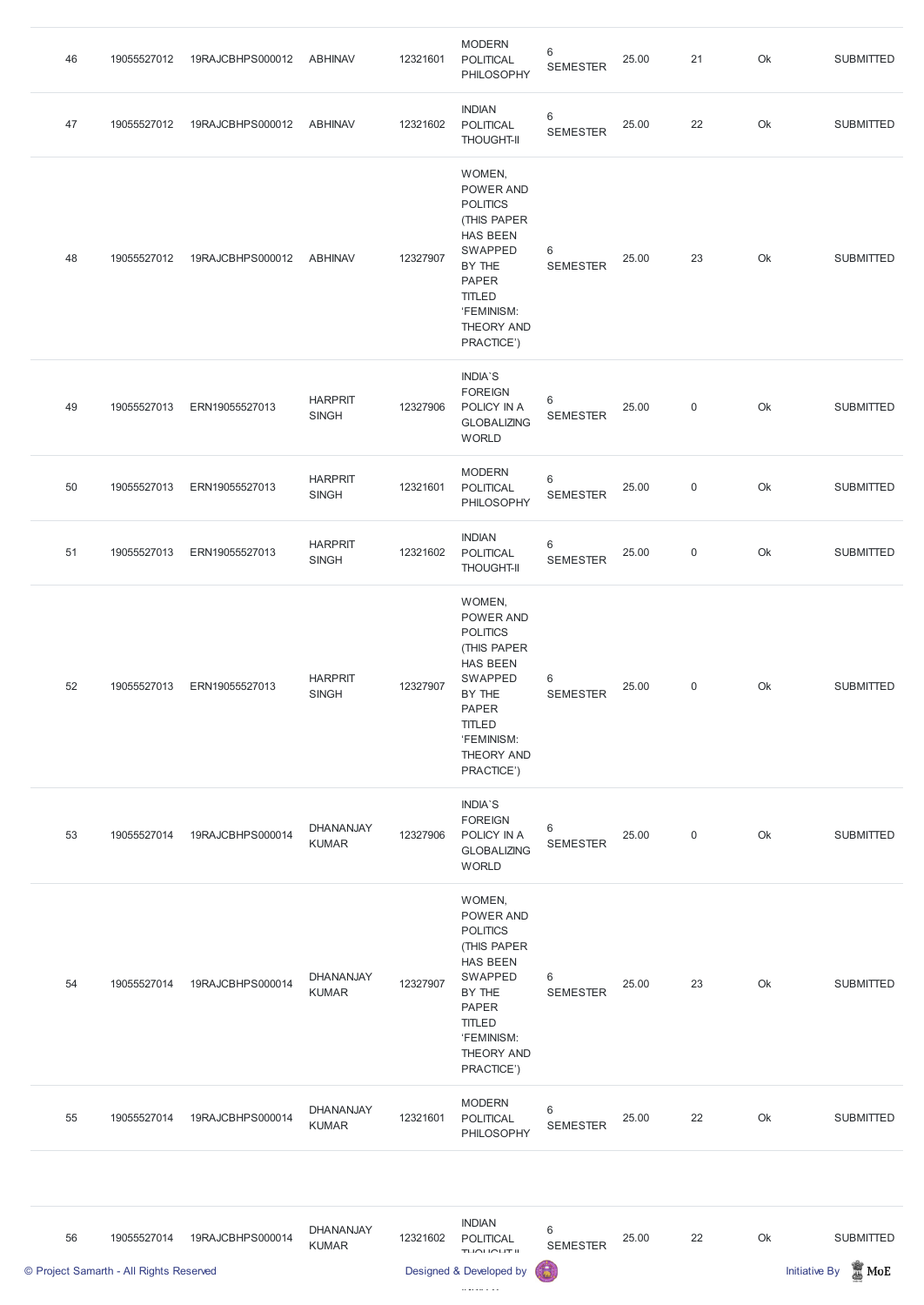| 46 | 19055527012 | 19RAJCBHPS000012 | ABHINAV | 12321601 | MODERN POLITICAL PHILOSOPHY | 6 SEMESTER | 25.00 | 21 | Ok | SUBMITTED |
|---|---|---|---|---|---|---|---|---|---|---|
| 47 | 19055527012 | 19RAJCBHPS000012 | ABHINAV | 12321602 | INDIAN POLITICAL THOUGHT-II | 6 SEMESTER | 25.00 | 22 | Ok | SUBMITTED |
| 48 | 19055527012 | 19RAJCBHPS000012 | ABHINAV | 12327907 | WOMEN, POWER AND POLITICS (THIS PAPER HAS BEEN SWAPPED BY THE PAPER TITLED 'FEMINISM: THEORY AND PRACTICE') | 6 SEMESTER | 25.00 | 23 | Ok | SUBMITTED |
| 49 | 19055527013 | ERN19055527013 | HARPRIT SINGH | 12327906 | INDIA`S FOREIGN POLICY IN A GLOBALIZING WORLD | 6 SEMESTER | 25.00 | 0 | Ok | SUBMITTED |
| 50 | 19055527013 | ERN19055527013 | HARPRIT SINGH | 12321601 | MODERN POLITICAL PHILOSOPHY | 6 SEMESTER | 25.00 | 0 | Ok | SUBMITTED |
| 51 | 19055527013 | ERN19055527013 | HARPRIT SINGH | 12321602 | INDIAN POLITICAL THOUGHT-II | 6 SEMESTER | 25.00 | 0 | Ok | SUBMITTED |
| 52 | 19055527013 | ERN19055527013 | HARPRIT SINGH | 12327907 | WOMEN, POWER AND POLITICS (THIS PAPER HAS BEEN SWAPPED BY THE PAPER TITLED 'FEMINISM: THEORY AND PRACTICE') | 6 SEMESTER | 25.00 | 0 | Ok | SUBMITTED |
| 53 | 19055527014 | 19RAJCBHPS000014 | DHANANJAY KUMAR | 12327906 | INDIA`S FOREIGN POLICY IN A GLOBALIZING WORLD | 6 SEMESTER | 25.00 | 0 | Ok | SUBMITTED |
| 54 | 19055527014 | 19RAJCBHPS000014 | DHANANJAY KUMAR | 12327907 | WOMEN, POWER AND POLITICS (THIS PAPER HAS BEEN SWAPPED BY THE PAPER TITLED 'FEMINISM: THEORY AND PRACTICE') | 6 SEMESTER | 25.00 | 23 | Ok | SUBMITTED |
| 55 | 19055527014 | 19RAJCBHPS000014 | DHANANJAY KUMAR | 12321601 | MODERN POLITICAL PHILOSOPHY | 6 SEMESTER | 25.00 | 22 | Ok | SUBMITTED |
| 56 | 19055527014 | 19RAJCBHPS000014 | DHANANJAY KUMAR | 12321602 | INDIAN POLITICAL THOUGHT-II | 6 SEMESTER | 25.00 | 22 | Ok | SUBMITTED |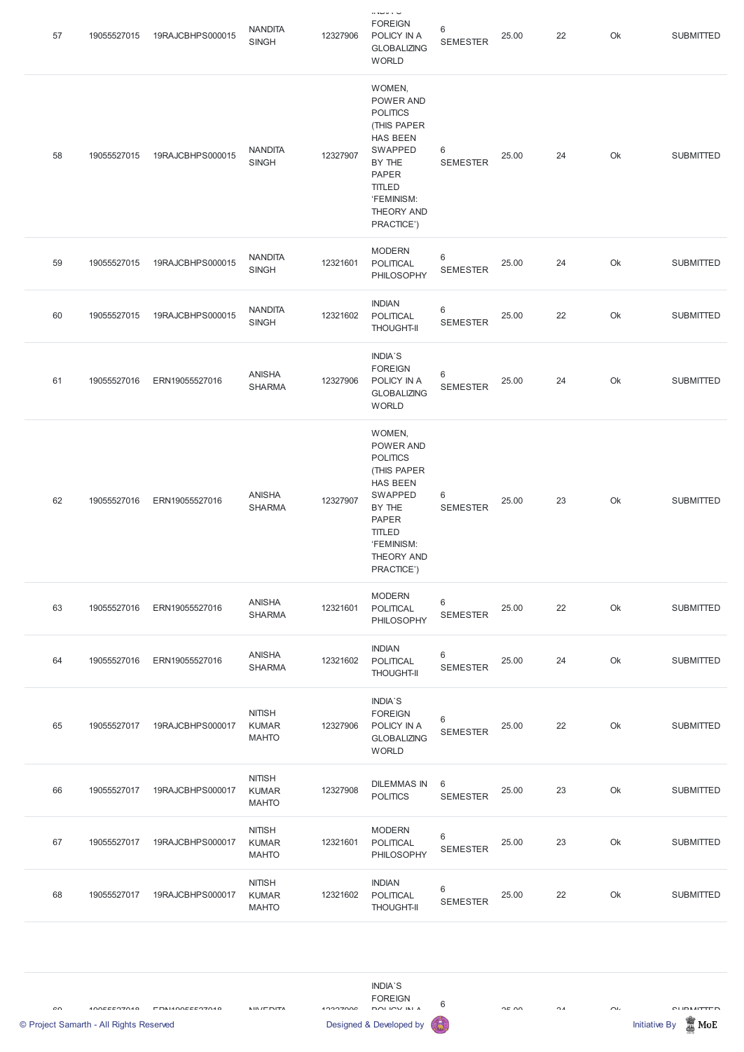| 57 | 19055527015 | 19RAJCBHPS000015 | NANDITA SINGH | 12327906 | INDIA`S FOREIGN POLICY IN A GLOBALIZING WORLD | 6 SEMESTER | 25.00 | 22 | Ok | SUBMITTED |
|---|---|---|---|---|---|---|---|---|---|---|
| 58 | 19055527015 | 19RAJCBHPS000015 | NANDITA SINGH | 12327907 | WOMEN, POWER AND POLITICS (THIS PAPER HAS BEEN SWAPPED BY THE PAPER TITLED 'FEMINISM: THEORY AND PRACTICE') | 6 SEMESTER | 25.00 | 24 | Ok | SUBMITTED |
| 59 | 19055527015 | 19RAJCBHPS000015 | NANDITA SINGH | 12321601 | MODERN POLITICAL PHILOSOPHY | 6 SEMESTER | 25.00 | 24 | Ok | SUBMITTED |
| 60 | 19055527015 | 19RAJCBHPS000015 | NANDITA SINGH | 12321602 | INDIAN POLITICAL THOUGHT-II | 6 SEMESTER | 25.00 | 22 | Ok | SUBMITTED |
| 61 | 19055527016 | ERN19055527016 | ANISHA SHARMA | 12327906 | INDIA`S FOREIGN POLICY IN A GLOBALIZING WORLD | 6 SEMESTER | 25.00 | 24 | Ok | SUBMITTED |
| 62 | 19055527016 | ERN19055527016 | ANISHA SHARMA | 12327907 | WOMEN, POWER AND POLITICS (THIS PAPER HAS BEEN SWAPPED BY THE PAPER TITLED 'FEMINISM: THEORY AND PRACTICE') | 6 SEMESTER | 25.00 | 23 | Ok | SUBMITTED |
| 63 | 19055527016 | ERN19055527016 | ANISHA SHARMA | 12321601 | MODERN POLITICAL PHILOSOPHY | 6 SEMESTER | 25.00 | 22 | Ok | SUBMITTED |
| 64 | 19055527016 | ERN19055527016 | ANISHA SHARMA | 12321602 | INDIAN POLITICAL THOUGHT-II | 6 SEMESTER | 25.00 | 24 | Ok | SUBMITTED |
| 65 | 19055527017 | 19RAJCBHPS000017 | NITISH KUMAR MAHTO | 12327906 | INDIA`S FOREIGN POLICY IN A GLOBALIZING WORLD | 6 SEMESTER | 25.00 | 22 | Ok | SUBMITTED |
| 66 | 19055527017 | 19RAJCBHPS000017 | NITISH KUMAR MAHTO | 12327908 | DILEMMAS IN POLITICS | 6 SEMESTER | 25.00 | 23 | Ok | SUBMITTED |
| 67 | 19055527017 | 19RAJCBHPS000017 | NITISH KUMAR MAHTO | 12321601 | MODERN POLITICAL PHILOSOPHY | 6 SEMESTER | 25.00 | 23 | Ok | SUBMITTED |
| 68 | 19055527017 | 19RAJCBHPS000017 | NITISH KUMAR MAHTO | 12321602 | INDIAN POLITICAL THOUGHT-II | 6 SEMESTER | 25.00 | 22 | Ok | SUBMITTED |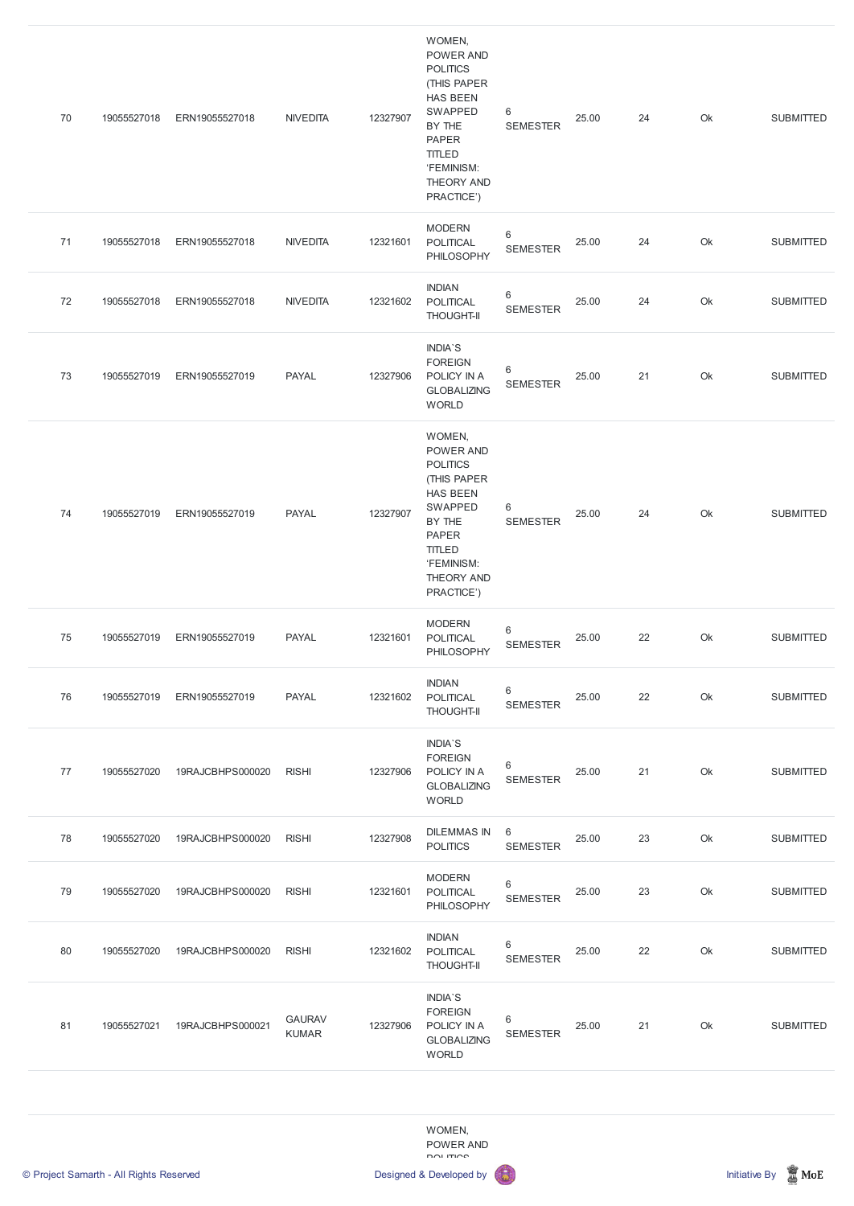| | | | | | | | | | | |
|---|---|---|---|---|---|---|---|---|---|---|
| 70 | 19055527018 | ERN19055527018 | NIVEDITA | 12327907 | WOMEN, POWER AND POLITICS (THIS PAPER HAS BEEN SWAPPED BY THE PAPER TITLED 'FEMINISM: THEORY AND PRACTICE') | 6 SEMESTER | 25.00 | 24 | Ok | SUBMITTED |
| 71 | 19055527018 | ERN19055527018 | NIVEDITA | 12321601 | MODERN POLITICAL PHILOSOPHY | 6 SEMESTER | 25.00 | 24 | Ok | SUBMITTED |
| 72 | 19055527018 | ERN19055527018 | NIVEDITA | 12321602 | INDIAN POLITICAL THOUGHT-II | 6 SEMESTER | 25.00 | 24 | Ok | SUBMITTED |
| 73 | 19055527019 | ERN19055527019 | PAYAL | 12327906 | INDIA`S FOREIGN POLICY IN A GLOBALIZING WORLD | 6 SEMESTER | 25.00 | 21 | Ok | SUBMITTED |
| 74 | 19055527019 | ERN19055527019 | PAYAL | 12327907 | WOMEN, POWER AND POLITICS (THIS PAPER HAS BEEN SWAPPED BY THE PAPER TITLED 'FEMINISM: THEORY AND PRACTICE') | 6 SEMESTER | 25.00 | 24 | Ok | SUBMITTED |
| 75 | 19055527019 | ERN19055527019 | PAYAL | 12321601 | MODERN POLITICAL PHILOSOPHY | 6 SEMESTER | 25.00 | 22 | Ok | SUBMITTED |
| 76 | 19055527019 | ERN19055527019 | PAYAL | 12321602 | INDIAN POLITICAL THOUGHT-II | 6 SEMESTER | 25.00 | 22 | Ok | SUBMITTED |
| 77 | 19055527020 | 19RAJCBHPS000020 | RISHI | 12327906 | INDIA`S FOREIGN POLICY IN A GLOBALIZING WORLD | 6 SEMESTER | 25.00 | 21 | Ok | SUBMITTED |
| 78 | 19055527020 | 19RAJCBHPS000020 | RISHI | 12327908 | DILEMMAS IN POLITICS | 6 SEMESTER | 25.00 | 23 | Ok | SUBMITTED |
| 79 | 19055527020 | 19RAJCBHPS000020 | RISHI | 12321601 | MODERN POLITICAL PHILOSOPHY | 6 SEMESTER | 25.00 | 23 | Ok | SUBMITTED |
| 80 | 19055527020 | 19RAJCBHPS000020 | RISHI | 12321602 | INDIAN POLITICAL THOUGHT-II | 6 SEMESTER | 25.00 | 22 | Ok | SUBMITTED |
| 81 | 19055527021 | 19RAJCBHPS000021 | GAURAV KUMAR | 12327906 | INDIA`S FOREIGN POLICY IN A GLOBALIZING WORLD | 6 SEMESTER | 25.00 | 21 | Ok | SUBMITTED |
| | | | | | WOMEN, POWER AND POLITICS | | | | | |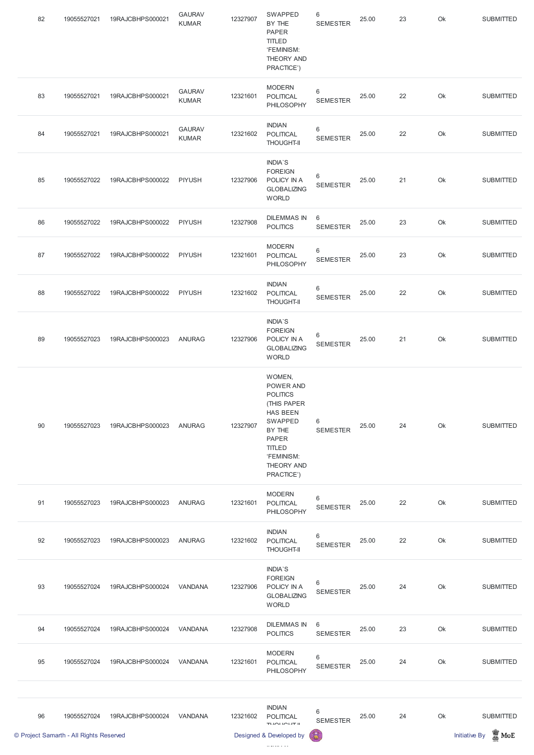| 82 | 19055527021 | 19RAJCBHPS000021 | GAURAV KUMAR | 12327907 | SWAPPED BY THE PAPER TITLED 'FEMINISM: THEORY AND PRACTICE') | 6 SEMESTER | 25.00 | 23 | Ok | SUBMITTED |
|---|---|---|---|---|---|---|---|---|---|---|
| 83 | 19055527021 | 19RAJCBHPS000021 | GAURAV KUMAR | 12321601 | MODERN POLITICAL PHILOSOPHY | 6 SEMESTER | 25.00 | 22 | Ok | SUBMITTED |
| 84 | 19055527021 | 19RAJCBHPS000021 | GAURAV KUMAR | 12321602 | INDIAN POLITICAL THOUGHT-II | 6 SEMESTER | 25.00 | 22 | Ok | SUBMITTED |
| 85 | 19055527022 | 19RAJCBHPS000022 | PIYUSH | 12327906 | INDIA`S FOREIGN POLICY IN A GLOBALIZING WORLD | 6 SEMESTER | 25.00 | 21 | Ok | SUBMITTED |
| 86 | 19055527022 | 19RAJCBHPS000022 | PIYUSH | 12327908 | DILEMMAS IN POLITICS | 6 SEMESTER | 25.00 | 23 | Ok | SUBMITTED |
| 87 | 19055527022 | 19RAJCBHPS000022 | PIYUSH | 12321601 | MODERN POLITICAL PHILOSOPHY | 6 SEMESTER | 25.00 | 23 | Ok | SUBMITTED |
| 88 | 19055527022 | 19RAJCBHPS000022 | PIYUSH | 12321602 | INDIAN POLITICAL THOUGHT-II | 6 SEMESTER | 25.00 | 22 | Ok | SUBMITTED |
| 89 | 19055527023 | 19RAJCBHPS000023 | ANURAG | 12327906 | INDIA`S FOREIGN POLICY IN A GLOBALIZING WORLD | 6 SEMESTER | 25.00 | 21 | Ok | SUBMITTED |
| 90 | 19055527023 | 19RAJCBHPS000023 | ANURAG | 12327907 | WOMEN, POWER AND POLITICS (THIS PAPER HAS BEEN SWAPPED BY THE PAPER TITLED 'FEMINISM: THEORY AND PRACTICE') | 6 SEMESTER | 25.00 | 24 | Ok | SUBMITTED |
| 91 | 19055527023 | 19RAJCBHPS000023 | ANURAG | 12321601 | MODERN POLITICAL PHILOSOPHY | 6 SEMESTER | 25.00 | 22 | Ok | SUBMITTED |
| 92 | 19055527023 | 19RAJCBHPS000023 | ANURAG | 12321602 | INDIAN POLITICAL THOUGHT-II | 6 SEMESTER | 25.00 | 22 | Ok | SUBMITTED |
| 93 | 19055527024 | 19RAJCBHPS000024 | VANDANA | 12327906 | INDIA`S FOREIGN POLICY IN A GLOBALIZING WORLD | 6 SEMESTER | 25.00 | 24 | Ok | SUBMITTED |
| 94 | 19055527024 | 19RAJCBHPS000024 | VANDANA | 12327908 | DILEMMAS IN POLITICS | 6 SEMESTER | 25.00 | 23 | Ok | SUBMITTED |
| 95 | 19055527024 | 19RAJCBHPS000024 | VANDANA | 12321601 | MODERN POLITICAL PHILOSOPHY | 6 SEMESTER | 25.00 | 24 | Ok | SUBMITTED |
| 96 | 19055527024 | 19RAJCBHPS000024 | VANDANA | 12321602 | INDIAN POLITICAL THOUGHT-II | 6 SEMESTER | 25.00 | 24 | Ok | SUBMITTED |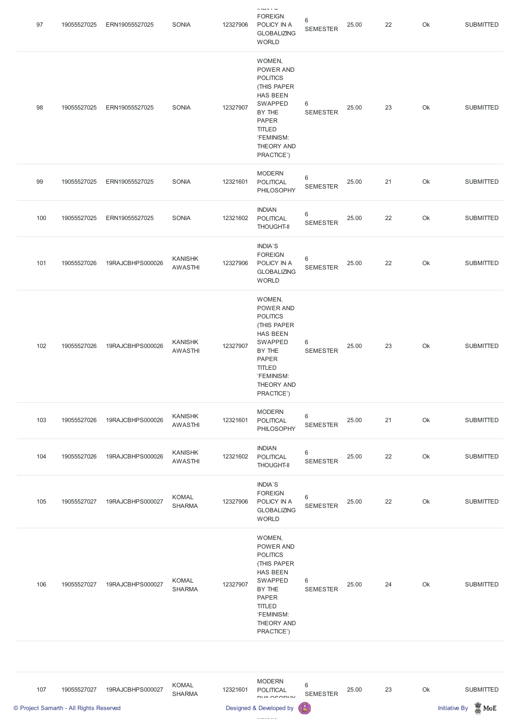| 97 | 19055527025 | ERN19055527025 | SONIA | 12327906 | INDIA`S FOREIGN POLICY IN A GLOBALIZING WORLD | 6 SEMESTER | 25.00 | 22 | Ok | SUBMITTED |
|---|---|---|---|---|---|---|---|---|---|---|
| 98 | 19055527025 | ERN19055527025 | SONIA | 12327907 | WOMEN, POWER AND POLITICS (THIS PAPER HAS BEEN SWAPPED BY THE PAPER TITLED 'FEMINISM: THEORY AND PRACTICE') | 6 SEMESTER | 25.00 | 23 | Ok | SUBMITTED |
| 99 | 19055527025 | ERN19055527025 | SONIA | 12321601 | MODERN POLITICAL PHILOSOPHY | 6 SEMESTER | 25.00 | 21 | Ok | SUBMITTED |
| 100 | 19055527025 | ERN19055527025 | SONIA | 12321602 | INDIAN POLITICAL THOUGHT-II | 6 SEMESTER | 25.00 | 22 | Ok | SUBMITTED |
| 101 | 19055527026 | 19RAJCBHPS000026 | KANISHK AWASTHI | 12327906 | INDIA`S FOREIGN POLICY IN A GLOBALIZING WORLD | 6 SEMESTER | 25.00 | 22 | Ok | SUBMITTED |
| 102 | 19055527026 | 19RAJCBHPS000026 | KANISHK AWASTHI | 12327907 | WOMEN, POWER AND POLITICS (THIS PAPER HAS BEEN SWAPPED BY THE PAPER TITLED 'FEMINISM: THEORY AND PRACTICE') | 6 SEMESTER | 25.00 | 23 | Ok | SUBMITTED |
| 103 | 19055527026 | 19RAJCBHPS000026 | KANISHK AWASTHI | 12321601 | MODERN POLITICAL PHILOSOPHY | 6 SEMESTER | 25.00 | 21 | Ok | SUBMITTED |
| 104 | 19055527026 | 19RAJCBHPS000026 | KANISHK AWASTHI | 12321602 | INDIAN POLITICAL THOUGHT-II | 6 SEMESTER | 25.00 | 22 | Ok | SUBMITTED |
| 105 | 19055527027 | 19RAJCBHPS000027 | KOMAL SHARMA | 12327906 | INDIA`S FOREIGN POLICY IN A GLOBALIZING WORLD | 6 SEMESTER | 25.00 | 22 | Ok | SUBMITTED |
| 106 | 19055527027 | 19RAJCBHPS000027 | KOMAL SHARMA | 12327907 | WOMEN, POWER AND POLITICS (THIS PAPER HAS BEEN SWAPPED BY THE PAPER TITLED 'FEMINISM: THEORY AND PRACTICE') | 6 SEMESTER | 25.00 | 24 | Ok | SUBMITTED |
| 107 | 19055527027 | 19RAJCBHPS000027 | KOMAL SHARMA | 12321601 | MODERN POLITICAL PHILOSOPHY | 6 SEMESTER | 25.00 | 23 | Ok | SUBMITTED |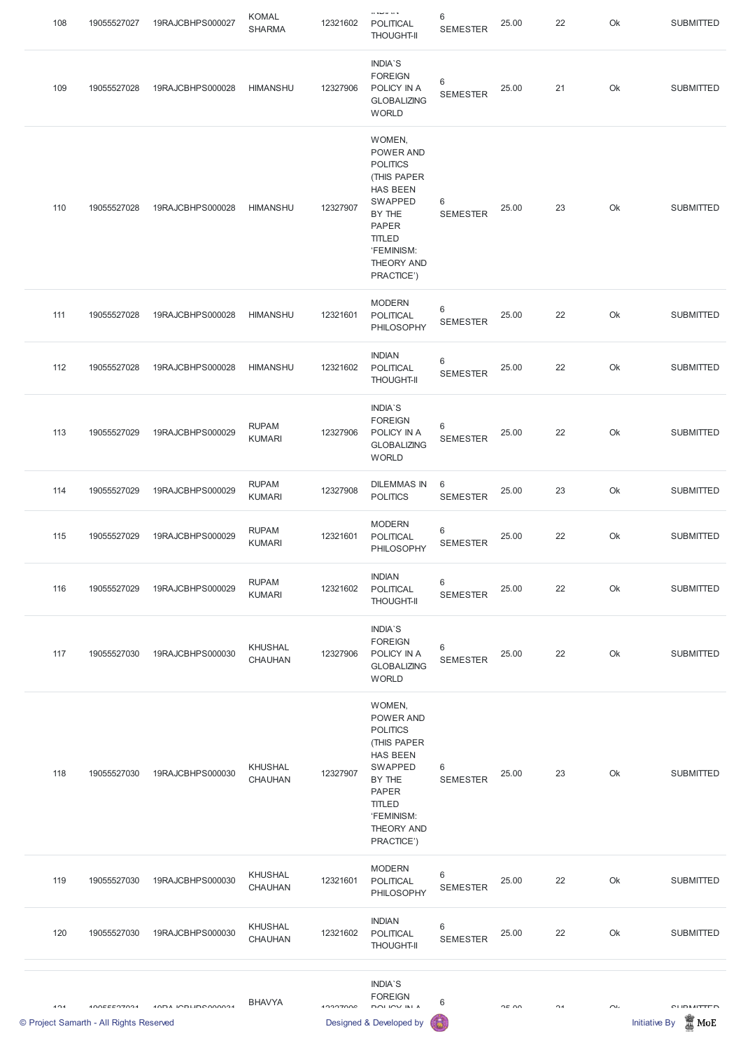| 108 | 19055527027 | 19RAJCBHPS000027 | KOMAL SHARMA | 12321602 | INDIAN POLITICAL THOUGHT-II | 6 SEMESTER | 25.00 | 22 | Ok | SUBMITTED |
|---|---|---|---|---|---|---|---|---|---|---|
| 109 | 19055527028 | 19RAJCBHPS000028 | HIMANSHU | 12327906 | INDIA`S FOREIGN POLICY IN A GLOBALIZING WORLD | 6 SEMESTER | 25.00 | 21 | Ok | SUBMITTED |
| 110 | 19055527028 | 19RAJCBHPS000028 | HIMANSHU | 12327907 | WOMEN, POWER AND POLITICS (THIS PAPER HAS BEEN SWAPPED BY THE PAPER TITLED 'FEMINISM: THEORY AND PRACTICE') | 6 SEMESTER | 25.00 | 23 | Ok | SUBMITTED |
| 111 | 19055527028 | 19RAJCBHPS000028 | HIMANSHU | 12321601 | MODERN POLITICAL PHILOSOPHY | 6 SEMESTER | 25.00 | 22 | Ok | SUBMITTED |
| 112 | 19055527028 | 19RAJCBHPS000028 | HIMANSHU | 12321602 | INDIAN POLITICAL THOUGHT-II | 6 SEMESTER | 25.00 | 22 | Ok | SUBMITTED |
| 113 | 19055527029 | 19RAJCBHPS000029 | RUPAM KUMARI | 12327906 | INDIA`S FOREIGN POLICY IN A GLOBALIZING WORLD | 6 SEMESTER | 25.00 | 22 | Ok | SUBMITTED |
| 114 | 19055527029 | 19RAJCBHPS000029 | RUPAM KUMARI | 12327908 | DILEMMAS IN POLITICS | 6 SEMESTER | 25.00 | 23 | Ok | SUBMITTED |
| 115 | 19055527029 | 19RAJCBHPS000029 | RUPAM KUMARI | 12321601 | MODERN POLITICAL PHILOSOPHY | 6 SEMESTER | 25.00 | 22 | Ok | SUBMITTED |
| 116 | 19055527029 | 19RAJCBHPS000029 | RUPAM KUMARI | 12321602 | INDIAN POLITICAL THOUGHT-II | 6 SEMESTER | 25.00 | 22 | Ok | SUBMITTED |
| 117 | 19055527030 | 19RAJCBHPS000030 | KHUSHAL CHAUHAN | 12327906 | INDIA`S FOREIGN POLICY IN A GLOBALIZING WORLD | 6 SEMESTER | 25.00 | 22 | Ok | SUBMITTED |
| 118 | 19055527030 | 19RAJCBHPS000030 | KHUSHAL CHAUHAN | 12327907 | WOMEN, POWER AND POLITICS (THIS PAPER HAS BEEN SWAPPED BY THE PAPER TITLED 'FEMINISM: THEORY AND PRACTICE') | 6 SEMESTER | 25.00 | 23 | Ok | SUBMITTED |
| 119 | 19055527030 | 19RAJCBHPS000030 | KHUSHAL CHAUHAN | 12321601 | MODERN POLITICAL PHILOSOPHY | 6 SEMESTER | 25.00 | 22 | Ok | SUBMITTED |
| 120 | 19055527030 | 19RAJCBHPS000030 | KHUSHAL CHAUHAN | 12321602 | INDIAN POLITICAL THOUGHT-II | 6 SEMESTER | 25.00 | 22 | Ok | SUBMITTED |
| 121 | 19055527031 | 19RAJCBHPS000031 | BHAVYA | 12327906 | INDIA`S FOREIGN POLICY IN A | 6 | 25.00 | 21 | Ok | SUBMITTED |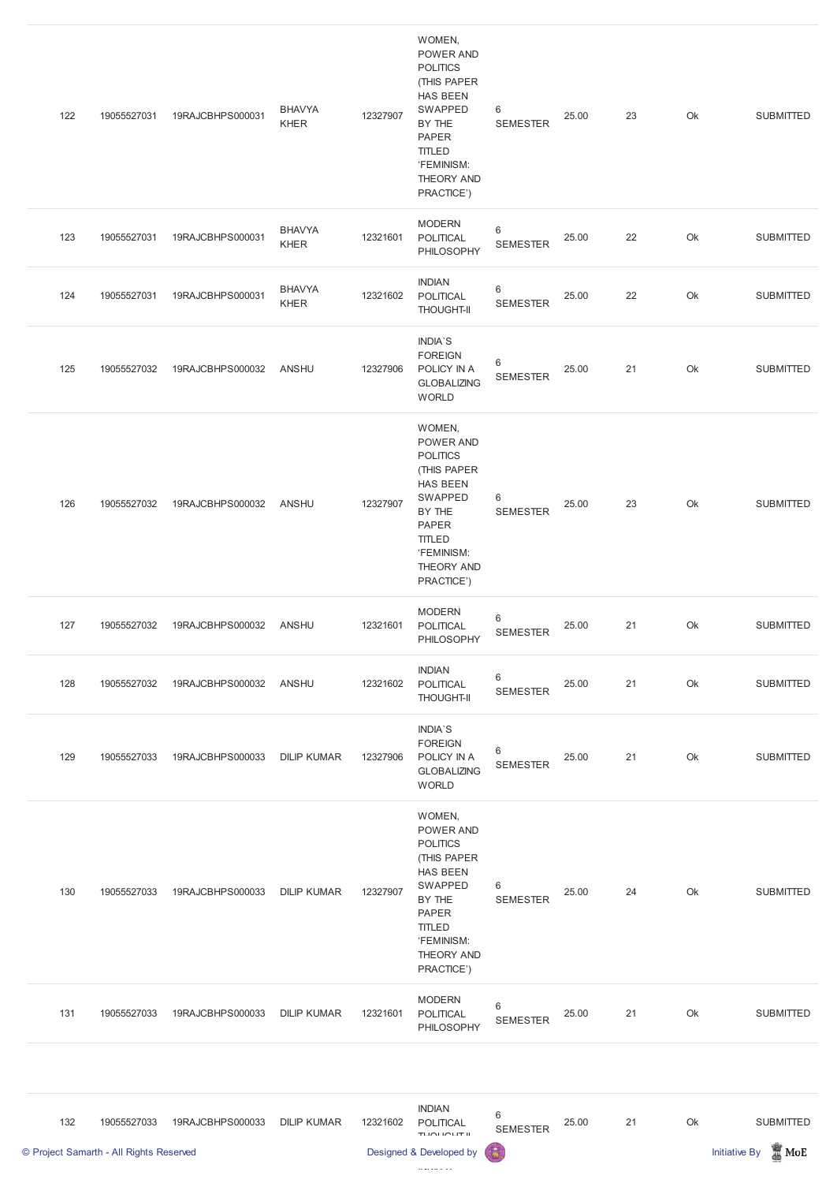| 122 | 19055527031 | 19RAJCBHPS000031 | BHAVYA KHER | 12327907 | WOMEN, POWER AND POLITICS (THIS PAPER HAS BEEN SWAPPED BY THE PAPER TITLED 'FEMINISM: THEORY AND PRACTICE') | 6 SEMESTER | 25.00 | 23 | Ok | SUBMITTED |
|---|---|---|---|---|---|---|---|---|---|---|
| 123 | 19055527031 | 19RAJCBHPS000031 | BHAVYA KHER | 12321601 | MODERN POLITICAL PHILOSOPHY | 6 SEMESTER | 25.00 | 22 | Ok | SUBMITTED |
| 124 | 19055527031 | 19RAJCBHPS000031 | BHAVYA KHER | 12321602 | INDIAN POLITICAL THOUGHT-II | 6 SEMESTER | 25.00 | 22 | Ok | SUBMITTED |
| 125 | 19055527032 | 19RAJCBHPS000032 | ANSHU | 12327906 | INDIA`S FOREIGN POLICY IN A GLOBALIZING WORLD | 6 SEMESTER | 25.00 | 21 | Ok | SUBMITTED |
| 126 | 19055527032 | 19RAJCBHPS000032 | ANSHU | 12327907 | WOMEN, POWER AND POLITICS (THIS PAPER HAS BEEN SWAPPED BY THE PAPER TITLED 'FEMINISM: THEORY AND PRACTICE') | 6 SEMESTER | 25.00 | 23 | Ok | SUBMITTED |
| 127 | 19055527032 | 19RAJCBHPS000032 | ANSHU | 12321601 | MODERN POLITICAL PHILOSOPHY | 6 SEMESTER | 25.00 | 21 | Ok | SUBMITTED |
| 128 | 19055527032 | 19RAJCBHPS000032 | ANSHU | 12321602 | INDIAN POLITICAL THOUGHT-II | 6 SEMESTER | 25.00 | 21 | Ok | SUBMITTED |
| 129 | 19055527033 | 19RAJCBHPS000033 | DILIP KUMAR | 12327906 | INDIA`S FOREIGN POLICY IN A GLOBALIZING WORLD | 6 SEMESTER | 25.00 | 21 | Ok | SUBMITTED |
| 130 | 19055527033 | 19RAJCBHPS000033 | DILIP KUMAR | 12327907 | WOMEN, POWER AND POLITICS (THIS PAPER HAS BEEN SWAPPED BY THE PAPER TITLED 'FEMINISM: THEORY AND PRACTICE') | 6 SEMESTER | 25.00 | 24 | Ok | SUBMITTED |
| 131 | 19055527033 | 19RAJCBHPS000033 | DILIP KUMAR | 12321601 | MODERN POLITICAL PHILOSOPHY | 6 SEMESTER | 25.00 | 21 | Ok | SUBMITTED |
| 132 | 19055527033 | 19RAJCBHPS000033 | DILIP KUMAR | 12321602 | INDIAN POLITICAL THOUGHT-II | 6 SEMESTER | 25.00 | 21 | Ok | SUBMITTED |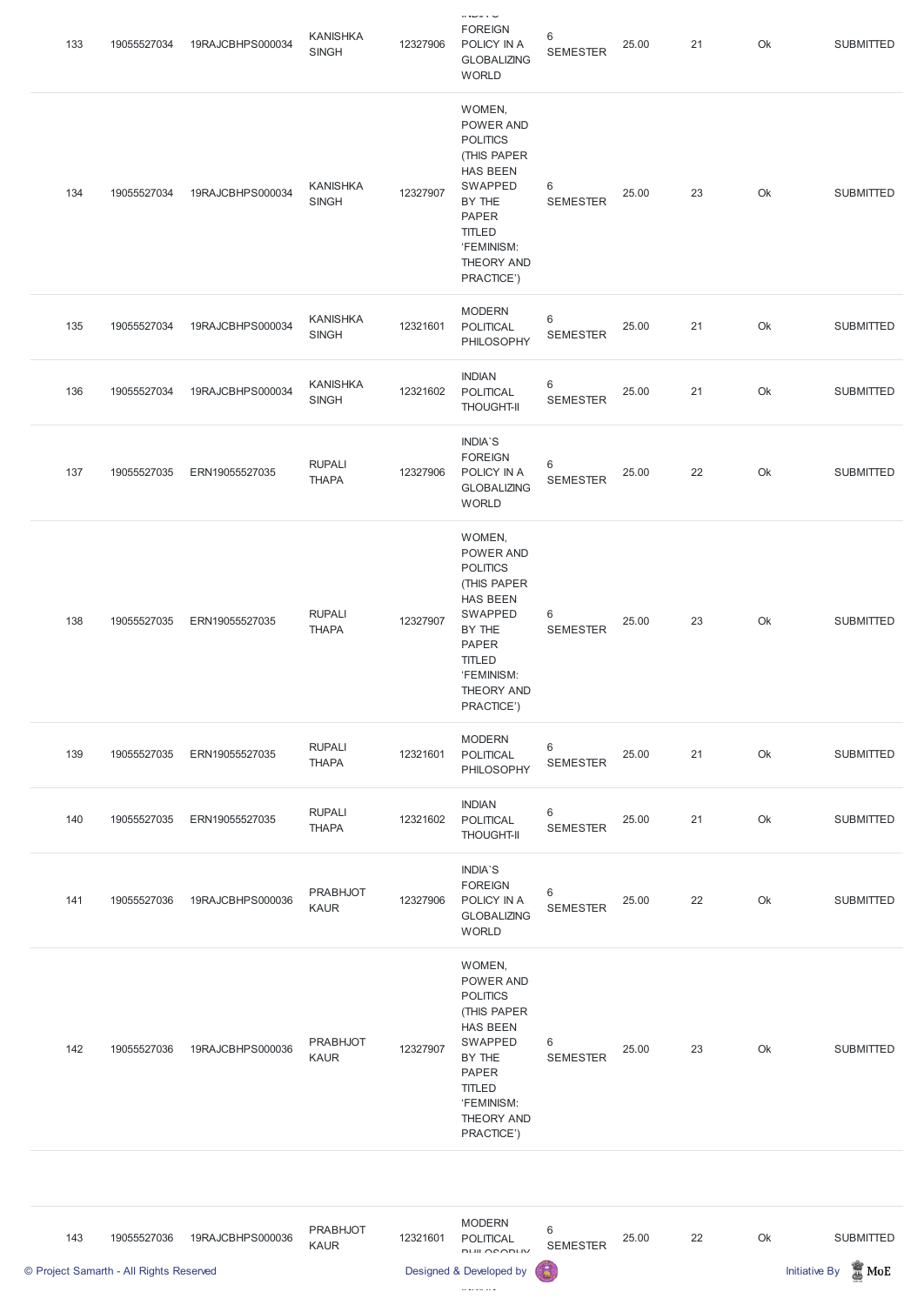| 133 | 19055527034 | 19RAJCBHPS000034 | KANISHKA SINGH | 12327906 | INDIA`S FOREIGN POLICY IN A GLOBALIZING WORLD | 6 SEMESTER | 25.00 | 21 | Ok | SUBMITTED |
|---|---|---|---|---|---|---|---|---|---|---|
| 134 | 19055527034 | 19RAJCBHPS000034 | KANISHKA SINGH | 12327907 | WOMEN, POWER AND POLITICS (THIS PAPER HAS BEEN SWAPPED BY THE PAPER TITLED 'FEMINISM: THEORY AND PRACTICE') | 6 SEMESTER | 25.00 | 23 | Ok | SUBMITTED |
| 135 | 19055527034 | 19RAJCBHPS000034 | KANISHKA SINGH | 12321601 | MODERN POLITICAL PHILOSOPHY | 6 SEMESTER | 25.00 | 21 | Ok | SUBMITTED |
| 136 | 19055527034 | 19RAJCBHPS000034 | KANISHKA SINGH | 12321602 | INDIAN POLITICAL THOUGHT-II | 6 SEMESTER | 25.00 | 21 | Ok | SUBMITTED |
| 137 | 19055527035 | ERN19055527035 | RUPALI THAPA | 12327906 | INDIA`S FOREIGN POLICY IN A GLOBALIZING WORLD | 6 SEMESTER | 25.00 | 22 | Ok | SUBMITTED |
| 138 | 19055527035 | ERN19055527035 | RUPALI THAPA | 12327907 | WOMEN, POWER AND POLITICS (THIS PAPER HAS BEEN SWAPPED BY THE PAPER TITLED 'FEMINISM: THEORY AND PRACTICE') | 6 SEMESTER | 25.00 | 23 | Ok | SUBMITTED |
| 139 | 19055527035 | ERN19055527035 | RUPALI THAPA | 12321601 | MODERN POLITICAL PHILOSOPHY | 6 SEMESTER | 25.00 | 21 | Ok | SUBMITTED |
| 140 | 19055527035 | ERN19055527035 | RUPALI THAPA | 12321602 | INDIAN POLITICAL THOUGHT-II | 6 SEMESTER | 25.00 | 21 | Ok | SUBMITTED |
| 141 | 19055527036 | 19RAJCBHPS000036 | PRABHJOT KAUR | 12327906 | INDIA`S FOREIGN POLICY IN A GLOBALIZING WORLD | 6 SEMESTER | 25.00 | 22 | Ok | SUBMITTED |
| 142 | 19055527036 | 19RAJCBHPS000036 | PRABHJOT KAUR | 12327907 | WOMEN, POWER AND POLITICS (THIS PAPER HAS BEEN SWAPPED BY THE PAPER TITLED 'FEMINISM: THEORY AND PRACTICE') | 6 SEMESTER | 25.00 | 23 | Ok | SUBMITTED |
| 143 | 19055527036 | 19RAJCBHPS000036 | PRABHJOT KAUR | 12321601 | MODERN POLITICAL PHILOSOPHY | 6 SEMESTER | 25.00 | 22 | Ok | SUBMITTED |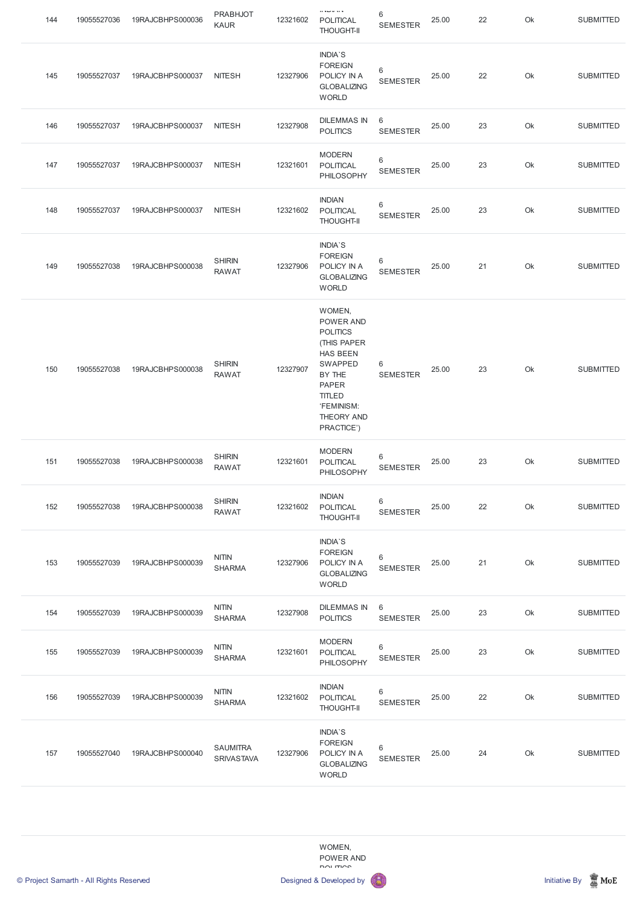| 144 | 19055527036 | 19RAJCBHPS000036 | PRABHJOT KAUR | 12321602 | INDIAN POLITICAL THOUGHT-II | 6 SEMESTER | 25.00 | 22 | Ok | SUBMITTED |
|---|---|---|---|---|---|---|---|---|---|---|
| 145 | 19055527037 | 19RAJCBHPS000037 | NITESH | 12327906 | INDIA`S FOREIGN POLICY IN A GLOBALIZING WORLD | 6 SEMESTER | 25.00 | 22 | Ok | SUBMITTED |
| 146 | 19055527037 | 19RAJCBHPS000037 | NITESH | 12327908 | DILEMMAS IN POLITICS | 6 SEMESTER | 25.00 | 23 | Ok | SUBMITTED |
| 147 | 19055527037 | 19RAJCBHPS000037 | NITESH | 12321601 | MODERN POLITICAL PHILOSOPHY | 6 SEMESTER | 25.00 | 23 | Ok | SUBMITTED |
| 148 | 19055527037 | 19RAJCBHPS000037 | NITESH | 12321602 | INDIAN POLITICAL THOUGHT-II | 6 SEMESTER | 25.00 | 23 | Ok | SUBMITTED |
| 149 | 19055527038 | 19RAJCBHPS000038 | SHIRIN RAWAT | 12327906 | INDIA`S FOREIGN POLICY IN A GLOBALIZING WORLD | 6 SEMESTER | 25.00 | 21 | Ok | SUBMITTED |
| 150 | 19055527038 | 19RAJCBHPS000038 | SHIRIN RAWAT | 12327907 | WOMEN, POWER AND POLITICS (THIS PAPER HAS BEEN SWAPPED BY THE PAPER TITLED ‘FEMINISM: THEORY AND PRACTICE’) | 6 SEMESTER | 25.00 | 23 | Ok | SUBMITTED |
| 151 | 19055527038 | 19RAJCBHPS000038 | SHIRIN RAWAT | 12321601 | MODERN POLITICAL PHILOSOPHY | 6 SEMESTER | 25.00 | 23 | Ok | SUBMITTED |
| 152 | 19055527038 | 19RAJCBHPS000038 | SHIRIN RAWAT | 12321602 | INDIAN POLITICAL THOUGHT-II | 6 SEMESTER | 25.00 | 22 | Ok | SUBMITTED |
| 153 | 19055527039 | 19RAJCBHPS000039 | NITIN SHARMA | 12327906 | INDIA`S FOREIGN POLICY IN A GLOBALIZING WORLD | 6 SEMESTER | 25.00 | 21 | Ok | SUBMITTED |
| 154 | 19055527039 | 19RAJCBHPS000039 | NITIN SHARMA | 12327908 | DILEMMAS IN POLITICS | 6 SEMESTER | 25.00 | 23 | Ok | SUBMITTED |
| 155 | 19055527039 | 19RAJCBHPS000039 | NITIN SHARMA | 12321601 | MODERN POLITICAL PHILOSOPHY | 6 SEMESTER | 25.00 | 23 | Ok | SUBMITTED |
| 156 | 19055527039 | 19RAJCBHPS000039 | NITIN SHARMA | 12321602 | INDIAN POLITICAL THOUGHT-II | 6 SEMESTER | 25.00 | 22 | Ok | SUBMITTED |
| 157 | 19055527040 | 19RAJCBHPS000040 | SAUMITRA SRIVASTAVA | 12327906 | INDIA`S FOREIGN POLICY IN A GLOBALIZING WORLD | 6 SEMESTER | 25.00 | 24 | Ok | SUBMITTED |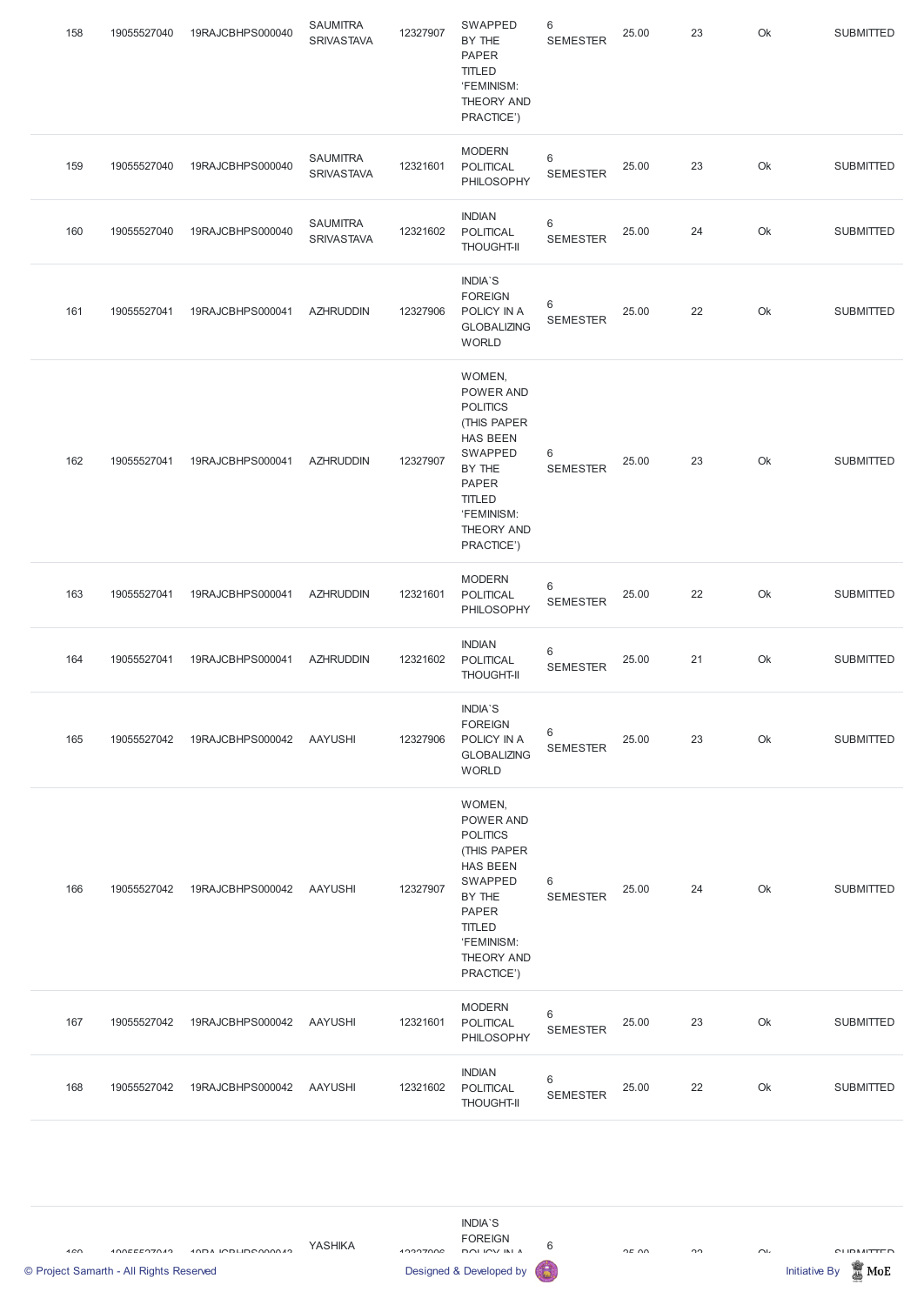| 158 | 19055527040 | 19RAJCBHPS000040 | SAUMITRA SRIVASTAVA | 12327907 | SWAPPED BY THE PAPER TITLED 'FEMINISM: THEORY AND PRACTICE') | 6 SEMESTER | 25.00 | 23 | Ok | SUBMITTED |
|---|---|---|---|---|---|---|---|---|---|---|
| 159 | 19055527040 | 19RAJCBHPS000040 | SAUMITRA SRIVASTAVA | 12321601 | MODERN POLITICAL PHILOSOPHY | 6 SEMESTER | 25.00 | 23 | Ok | SUBMITTED |
| 160 | 19055527040 | 19RAJCBHPS000040 | SAUMITRA SRIVASTAVA | 12321602 | INDIAN POLITICAL THOUGHT-II | 6 SEMESTER | 25.00 | 24 | Ok | SUBMITTED |
| 161 | 19055527041 | 19RAJCBHPS000041 | AZHRUDDIN | 12327906 | INDIA`S FOREIGN POLICY IN A GLOBALIZING WORLD | 6 SEMESTER | 25.00 | 22 | Ok | SUBMITTED |
| 162 | 19055527041 | 19RAJCBHPS000041 | AZHRUDDIN | 12327907 | WOMEN, POWER AND POLITICS (THIS PAPER HAS BEEN SWAPPED BY THE PAPER TITLED 'FEMINISM: THEORY AND PRACTICE') | 6 SEMESTER | 25.00 | 23 | Ok | SUBMITTED |
| 163 | 19055527041 | 19RAJCBHPS000041 | AZHRUDDIN | 12321601 | MODERN POLITICAL PHILOSOPHY | 6 SEMESTER | 25.00 | 22 | Ok | SUBMITTED |
| 164 | 19055527041 | 19RAJCBHPS000041 | AZHRUDDIN | 12321602 | INDIAN POLITICAL THOUGHT-II | 6 SEMESTER | 25.00 | 21 | Ok | SUBMITTED |
| 165 | 19055527042 | 19RAJCBHPS000042 | AAYUSHI | 12327906 | INDIA`S FOREIGN POLICY IN A GLOBALIZING WORLD | 6 SEMESTER | 25.00 | 23 | Ok | SUBMITTED |
| 166 | 19055527042 | 19RAJCBHPS000042 | AAYUSHI | 12327907 | WOMEN, POWER AND POLITICS (THIS PAPER HAS BEEN SWAPPED BY THE PAPER TITLED 'FEMINISM: THEORY AND PRACTICE') | 6 SEMESTER | 25.00 | 24 | Ok | SUBMITTED |
| 167 | 19055527042 | 19RAJCBHPS000042 | AAYUSHI | 12321601 | MODERN POLITICAL PHILOSOPHY | 6 SEMESTER | 25.00 | 23 | Ok | SUBMITTED |
| 168 | 19055527042 | 19RAJCBHPS000042 | AAYUSHI | 12321602 | INDIAN POLITICAL THOUGHT-II | 6 SEMESTER | 25.00 | 22 | Ok | SUBMITTED |
| 169 | 19055527043 | 19RAJCBHPS000043 | YASHIKA | 12327906 | INDIA`S FOREIGN POLICY IN A | 6 | 25.00 | 22 | Ok | SUBMITTED |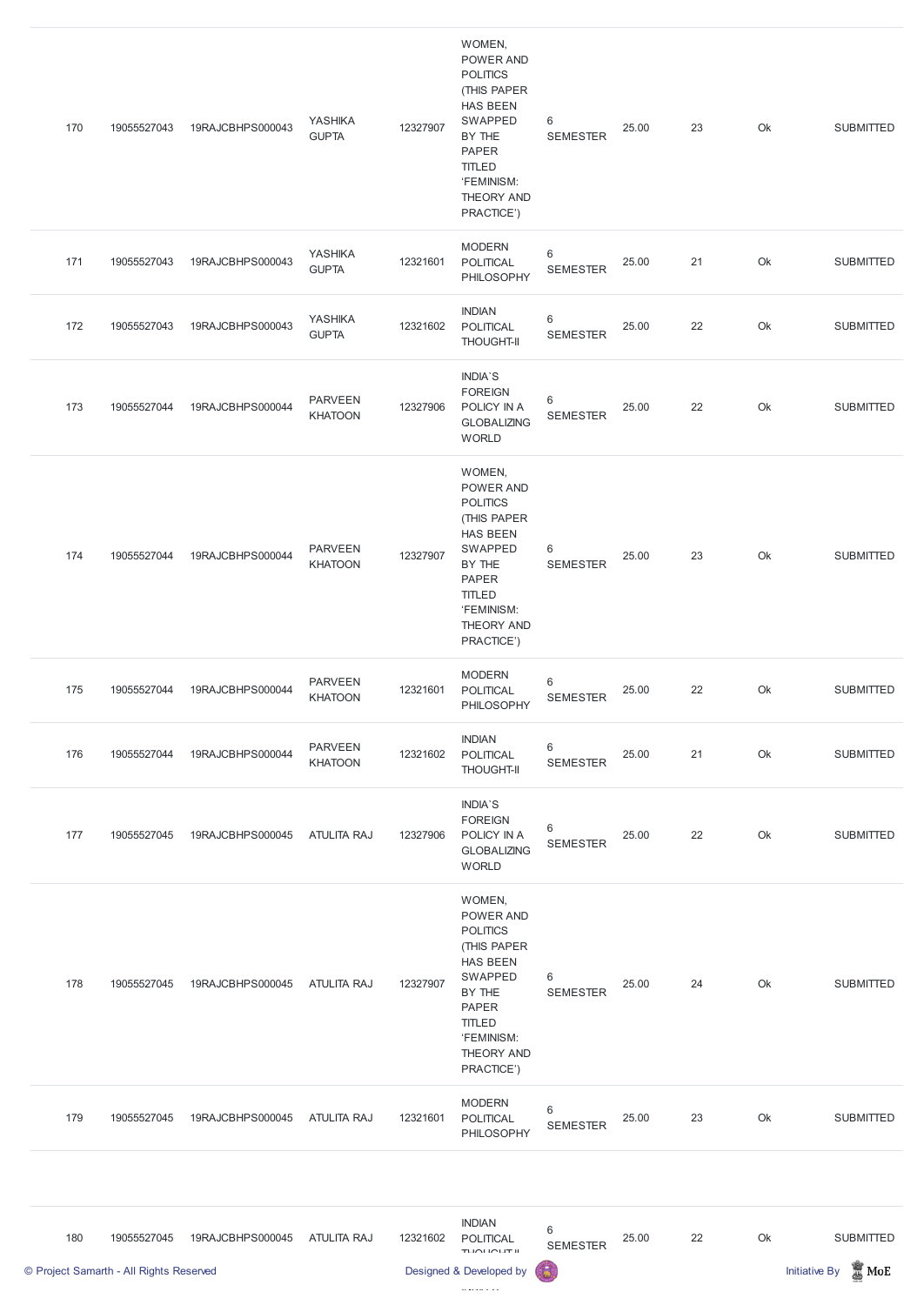| 170 | 19055527043 | 19RAJCBHPS000043 | YASHIKA GUPTA | 12327907 | WOMEN, POWER AND POLITICS (THIS PAPER HAS BEEN SWAPPED BY THE PAPER TITLED 'FEMINISM: THEORY AND PRACTICE') | 6 SEMESTER | 25.00 | 23 | Ok | SUBMITTED |
|---|---|---|---|---|---|---|---|---|---|---|
| 171 | 19055527043 | 19RAJCBHPS000043 | YASHIKA GUPTA | 12321601 | MODERN POLITICAL PHILOSOPHY | 6 SEMESTER | 25.00 | 21 | Ok | SUBMITTED |
| 172 | 19055527043 | 19RAJCBHPS000043 | YASHIKA GUPTA | 12321602 | INDIAN POLITICAL THOUGHT-II | 6 SEMESTER | 25.00 | 22 | Ok | SUBMITTED |
| 173 | 19055527044 | 19RAJCBHPS000044 | PARVEEN KHATOON | 12327906 | INDIA`S FOREIGN POLICY IN A GLOBALIZING WORLD | 6 SEMESTER | 25.00 | 22 | Ok | SUBMITTED |
| 174 | 19055527044 | 19RAJCBHPS000044 | PARVEEN KHATOON | 12327907 | WOMEN, POWER AND POLITICS (THIS PAPER HAS BEEN SWAPPED BY THE PAPER TITLED 'FEMINISM: THEORY AND PRACTICE') | 6 SEMESTER | 25.00 | 23 | Ok | SUBMITTED |
| 175 | 19055527044 | 19RAJCBHPS000044 | PARVEEN KHATOON | 12321601 | MODERN POLITICAL PHILOSOPHY | 6 SEMESTER | 25.00 | 22 | Ok | SUBMITTED |
| 176 | 19055527044 | 19RAJCBHPS000044 | PARVEEN KHATOON | 12321602 | INDIAN POLITICAL THOUGHT-II | 6 SEMESTER | 25.00 | 21 | Ok | SUBMITTED |
| 177 | 19055527045 | 19RAJCBHPS000045 | ATULITA RAJ | 12327906 | INDIA`S FOREIGN POLICY IN A GLOBALIZING WORLD | 6 SEMESTER | 25.00 | 22 | Ok | SUBMITTED |
| 178 | 19055527045 | 19RAJCBHPS000045 | ATULITA RAJ | 12327907 | WOMEN, POWER AND POLITICS (THIS PAPER HAS BEEN SWAPPED BY THE PAPER TITLED 'FEMINISM: THEORY AND PRACTICE') | 6 SEMESTER | 25.00 | 24 | Ok | SUBMITTED |
| 179 | 19055527045 | 19RAJCBHPS000045 | ATULITA RAJ | 12321601 | MODERN POLITICAL PHILOSOPHY | 6 SEMESTER | 25.00 | 23 | Ok | SUBMITTED |
| 180 | 19055527045 | 19RAJCBHPS000045 | ATULITA RAJ | 12321602 | INDIAN POLITICAL THOUGHT-II | 6 SEMESTER | 25.00 | 22 | Ok | SUBMITTED |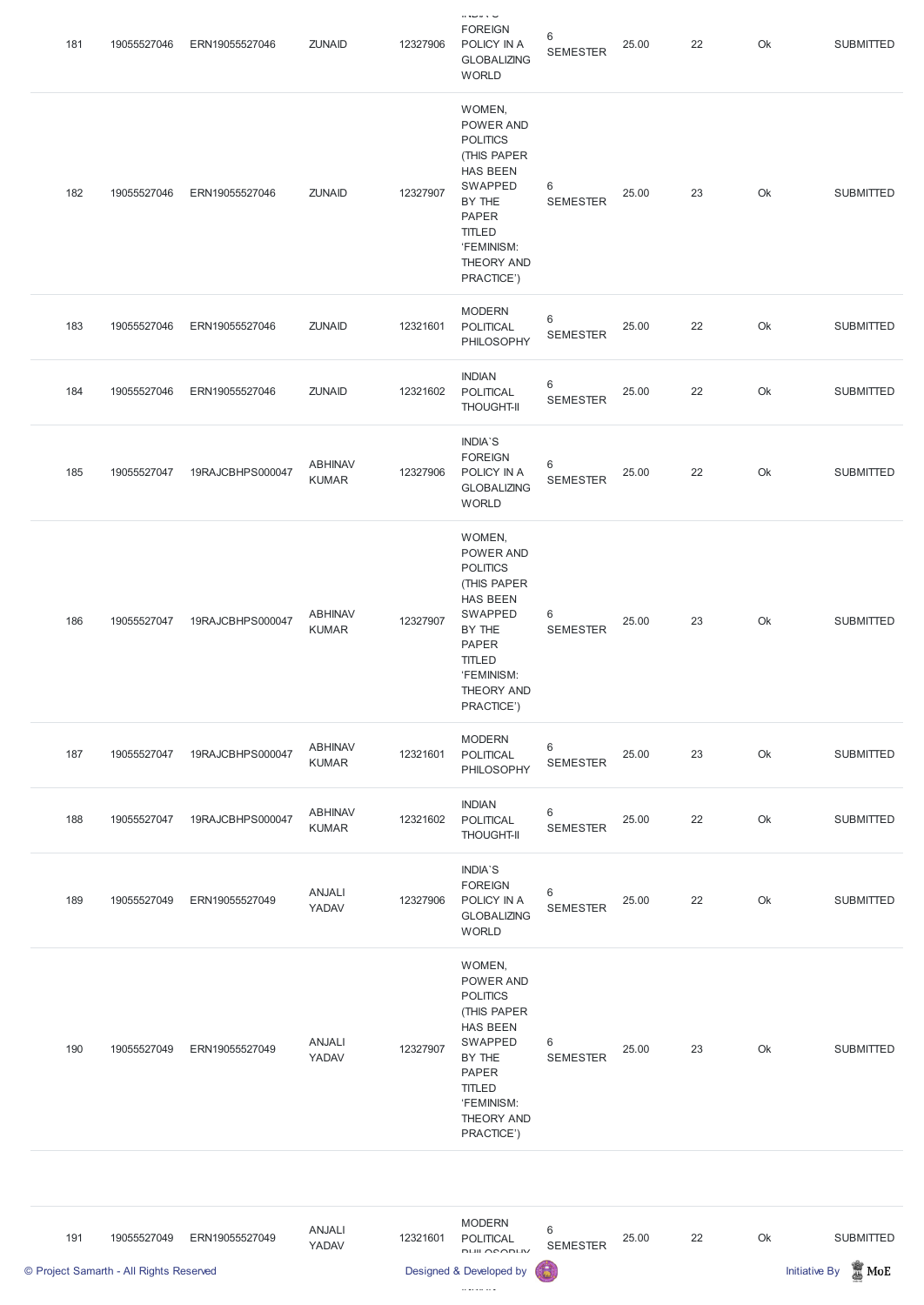| 181 | 19055527046 | ERN19055527046 | ZUNAID | 12327906 | INDIA`S FOREIGN POLICY IN A GLOBALIZING WORLD | 6 SEMESTER | 25.00 | 22 | Ok | SUBMITTED |
|---|---|---|---|---|---|---|---|---|---|---|
| 182 | 19055527046 | ERN19055527046 | ZUNAID | 12327907 | WOMEN, POWER AND POLITICS (THIS PAPER HAS BEEN SWAPPED BY THE PAPER TITLED 'FEMINISM: THEORY AND PRACTICE') | 6 SEMESTER | 25.00 | 23 | Ok | SUBMITTED |
| 183 | 19055527046 | ERN19055527046 | ZUNAID | 12321601 | MODERN POLITICAL PHILOSOPHY | 6 SEMESTER | 25.00 | 22 | Ok | SUBMITTED |
| 184 | 19055527046 | ERN19055527046 | ZUNAID | 12321602 | INDIAN POLITICAL THOUGHT-II | 6 SEMESTER | 25.00 | 22 | Ok | SUBMITTED |
| 185 | 19055527047 | 19RAJCBHPS000047 | ABHINAV KUMAR | 12327906 | INDIA`S FOREIGN POLICY IN A GLOBALIZING WORLD | 6 SEMESTER | 25.00 | 22 | Ok | SUBMITTED |
| 186 | 19055527047 | 19RAJCBHPS000047 | ABHINAV KUMAR | 12327907 | WOMEN, POWER AND POLITICS (THIS PAPER HAS BEEN SWAPPED BY THE PAPER TITLED 'FEMINISM: THEORY AND PRACTICE') | 6 SEMESTER | 25.00 | 23 | Ok | SUBMITTED |
| 187 | 19055527047 | 19RAJCBHPS000047 | ABHINAV KUMAR | 12321601 | MODERN POLITICAL PHILOSOPHY | 6 SEMESTER | 25.00 | 23 | Ok | SUBMITTED |
| 188 | 19055527047 | 19RAJCBHPS000047 | ABHINAV KUMAR | 12321602 | INDIAN POLITICAL THOUGHT-II | 6 SEMESTER | 25.00 | 22 | Ok | SUBMITTED |
| 189 | 19055527049 | ERN19055527049 | ANJALI YADAV | 12327906 | INDIA`S FOREIGN POLICY IN A GLOBALIZING WORLD | 6 SEMESTER | 25.00 | 22 | Ok | SUBMITTED |
| 190 | 19055527049 | ERN19055527049 | ANJALI YADAV | 12327907 | WOMEN, POWER AND POLITICS (THIS PAPER HAS BEEN SWAPPED BY THE PAPER TITLED 'FEMINISM: THEORY AND PRACTICE') | 6 SEMESTER | 25.00 | 23 | Ok | SUBMITTED |
| 191 | 19055527049 | ERN19055527049 | ANJALI YADAV | 12321601 | MODERN POLITICAL PHILOSOPHY | 6 SEMESTER | 25.00 | 22 | Ok | SUBMITTED |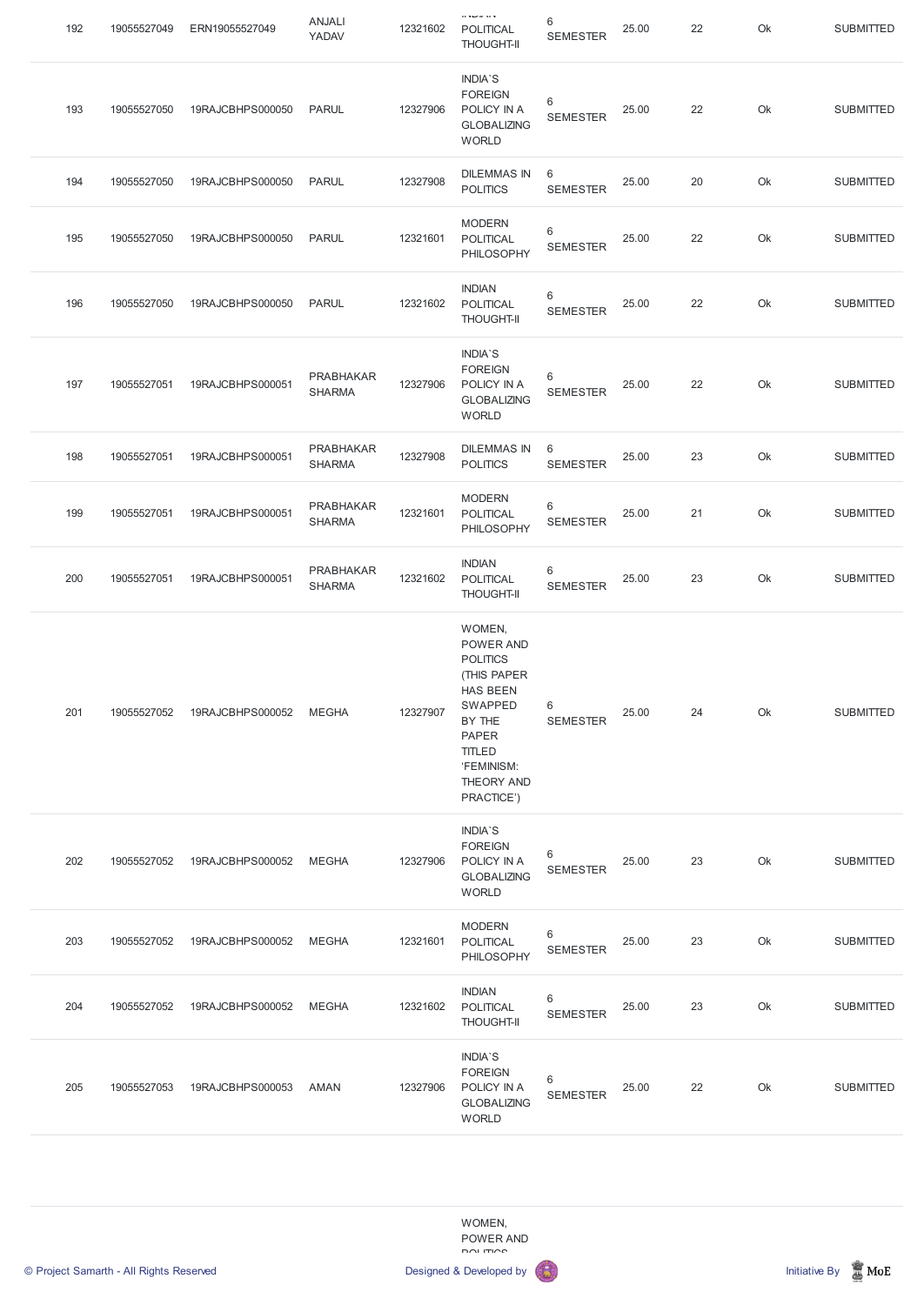| 192 | 19055527049 | ERN19055527049 | ANJALI YADAV | 12321602 | INDIAN POLITICAL THOUGHT-II | 6 SEMESTER | 25.00 | 22 | Ok | SUBMITTED |
|---|---|---|---|---|---|---|---|---|---|---|
| 193 | 19055527050 | 19RAJCBHPS000050 | PARUL | 12327906 | INDIA`S FOREIGN POLICY IN A GLOBALIZING WORLD | 6 SEMESTER | 25.00 | 22 | Ok | SUBMITTED |
| 194 | 19055527050 | 19RAJCBHPS000050 | PARUL | 12327908 | DILEMMAS IN POLITICS | 6 SEMESTER | 25.00 | 20 | Ok | SUBMITTED |
| 195 | 19055527050 | 19RAJCBHPS000050 | PARUL | 12321601 | MODERN POLITICAL PHILOSOPHY | 6 SEMESTER | 25.00 | 22 | Ok | SUBMITTED |
| 196 | 19055527050 | 19RAJCBHPS000050 | PARUL | 12321602 | INDIAN POLITICAL THOUGHT-II | 6 SEMESTER | 25.00 | 22 | Ok | SUBMITTED |
| 197 | 19055527051 | 19RAJCBHPS000051 | PRABHAKAR SHARMA | 12327906 | INDIA`S FOREIGN POLICY IN A GLOBALIZING WORLD | 6 SEMESTER | 25.00 | 22 | Ok | SUBMITTED |
| 198 | 19055527051 | 19RAJCBHPS000051 | PRABHAKAR SHARMA | 12327908 | DILEMMAS IN POLITICS | 6 SEMESTER | 25.00 | 23 | Ok | SUBMITTED |
| 199 | 19055527051 | 19RAJCBHPS000051 | PRABHAKAR SHARMA | 12321601 | MODERN POLITICAL PHILOSOPHY | 6 SEMESTER | 25.00 | 21 | Ok | SUBMITTED |
| 200 | 19055527051 | 19RAJCBHPS000051 | PRABHAKAR SHARMA | 12321602 | INDIAN POLITICAL THOUGHT-II | 6 SEMESTER | 25.00 | 23 | Ok | SUBMITTED |
| 201 | 19055527052 | 19RAJCBHPS000052 | MEGHA | 12327907 | WOMEN, POWER AND POLITICS (THIS PAPER HAS BEEN SWAPPED BY THE PAPER TITLED 'FEMINISM: THEORY AND PRACTICE') | 6 SEMESTER | 25.00 | 24 | Ok | SUBMITTED |
| 202 | 19055527052 | 19RAJCBHPS000052 | MEGHA | 12327906 | INDIA`S FOREIGN POLICY IN A GLOBALIZING WORLD | 6 SEMESTER | 25.00 | 23 | Ok | SUBMITTED |
| 203 | 19055527052 | 19RAJCBHPS000052 | MEGHA | 12321601 | MODERN POLITICAL PHILOSOPHY | 6 SEMESTER | 25.00 | 23 | Ok | SUBMITTED |
| 204 | 19055527052 | 19RAJCBHPS000052 | MEGHA | 12321602 | INDIAN POLITICAL THOUGHT-II | 6 SEMESTER | 25.00 | 23 | Ok | SUBMITTED |
| 205 | 19055527053 | 19RAJCBHPS000053 | AMAN | 12327906 | INDIA`S FOREIGN POLICY IN A GLOBALIZING WORLD | 6 SEMESTER | 25.00 | 22 | Ok | SUBMITTED |
|  |  |  |  |  | WOMEN, POWER AND POLITICS |  |  |  |  |  |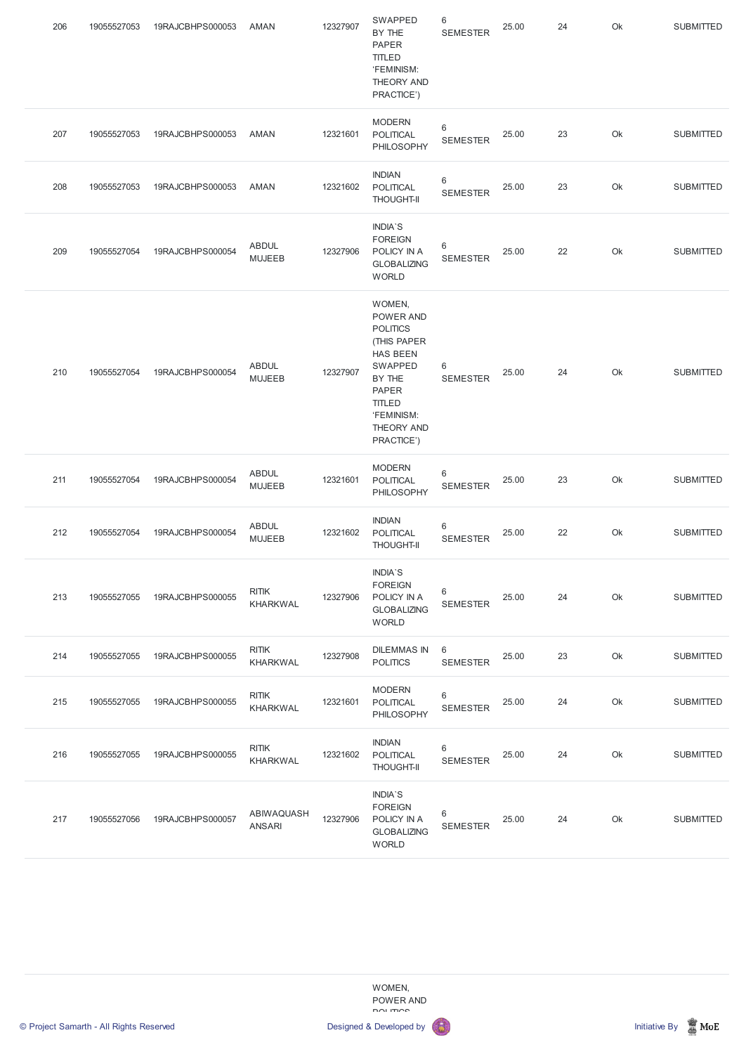| 206 | 19055527053 | 19RAJCBHPS000053 | AMAN | 12327907 | SWAPPED BY THE PAPER TITLED 'FEMINISM: THEORY AND PRACTICE') | 6 SEMESTER | 25.00 | 24 | Ok | SUBMITTED |
|---|---|---|---|---|---|---|---|---|---|---|
| 207 | 19055527053 | 19RAJCBHPS000053 | AMAN | 12321601 | MODERN POLITICAL PHILOSOPHY | 6 SEMESTER | 25.00 | 23 | Ok | SUBMITTED |
| 208 | 19055527053 | 19RAJCBHPS000053 | AMAN | 12321602 | INDIAN POLITICAL THOUGHT-II | 6 SEMESTER | 25.00 | 23 | Ok | SUBMITTED |
| 209 | 19055527054 | 19RAJCBHPS000054 | ABDUL MUJEEB | 12327906 | INDIA`S FOREIGN POLICY IN A GLOBALIZING WORLD | 6 SEMESTER | 25.00 | 22 | Ok | SUBMITTED |
| 210 | 19055527054 | 19RAJCBHPS000054 | ABDUL MUJEEB | 12327907 | WOMEN, POWER AND POLITICS (THIS PAPER HAS BEEN SWAPPED BY THE PAPER TITLED 'FEMINISM: THEORY AND PRACTICE') | 6 SEMESTER | 25.00 | 24 | Ok | SUBMITTED |
| 211 | 19055527054 | 19RAJCBHPS000054 | ABDUL MUJEEB | 12321601 | MODERN POLITICAL PHILOSOPHY | 6 SEMESTER | 25.00 | 23 | Ok | SUBMITTED |
| 212 | 19055527054 | 19RAJCBHPS000054 | ABDUL MUJEEB | 12321602 | INDIAN POLITICAL THOUGHT-II | 6 SEMESTER | 25.00 | 22 | Ok | SUBMITTED |
| 213 | 19055527055 | 19RAJCBHPS000055 | RITIK KHARKWAL | 12327906 | INDIA`S FOREIGN POLICY IN A GLOBALIZING WORLD | 6 SEMESTER | 25.00 | 24 | Ok | SUBMITTED |
| 214 | 19055527055 | 19RAJCBHPS000055 | RITIK KHARKWAL | 12327908 | DILEMMAS IN POLITICS | 6 SEMESTER | 25.00 | 23 | Ok | SUBMITTED |
| 215 | 19055527055 | 19RAJCBHPS000055 | RITIK KHARKWAL | 12321601 | MODERN POLITICAL PHILOSOPHY | 6 SEMESTER | 25.00 | 24 | Ok | SUBMITTED |
| 216 | 19055527055 | 19RAJCBHPS000055 | RITIK KHARKWAL | 12321602 | INDIAN POLITICAL THOUGHT-II | 6 SEMESTER | 25.00 | 24 | Ok | SUBMITTED |
| 217 | 19055527056 | 19RAJCBHPS000057 | ABIWAQUASH ANSARI | 12327906 | INDIA`S FOREIGN POLICY IN A GLOBALIZING WORLD | 6 SEMESTER | 25.00 | 24 | Ok | SUBMITTED |
| | | | | | WOMEN, POWER AND POLITICS | | | | | |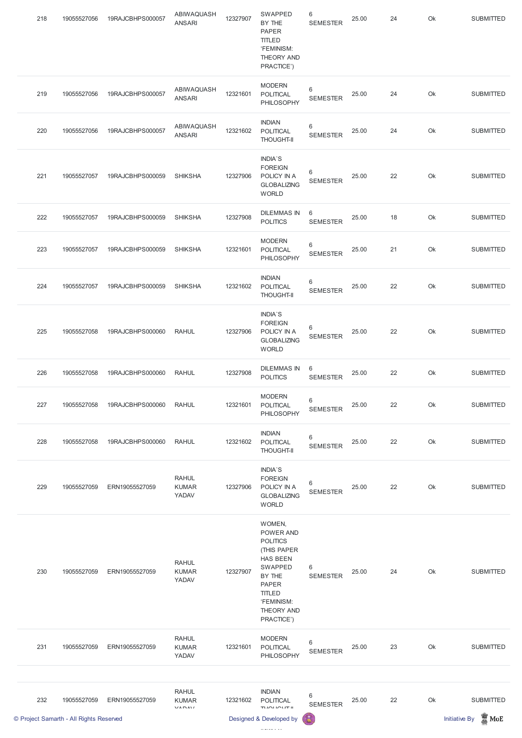| 218 | 19055527056 | 19RAJCBHPS000057 | ABIWAQUASH ANSARI | 12327907 | SWAPPED BY THE PAPER TITLED 'FEMINISM: THEORY AND PRACTICE') | 6 SEMESTER | 25.00 | 24 | Ok | SUBMITTED |
|---|---|---|---|---|---|---|---|---|---|---|
| 219 | 19055527056 | 19RAJCBHPS000057 | ABIWAQUASH ANSARI | 12321601 | MODERN POLITICAL PHILOSOPHY | 6 SEMESTER | 25.00 | 24 | Ok | SUBMITTED |
| 220 | 19055527056 | 19RAJCBHPS000057 | ABIWAQUASH ANSARI | 12321602 | INDIAN POLITICAL THOUGHT-II | 6 SEMESTER | 25.00 | 24 | Ok | SUBMITTED |
| 221 | 19055527057 | 19RAJCBHPS000059 | SHIKSHA | 12327906 | INDIA`S FOREIGN POLICY IN A GLOBALIZING WORLD | 6 SEMESTER | 25.00 | 22 | Ok | SUBMITTED |
| 222 | 19055527057 | 19RAJCBHPS000059 | SHIKSHA | 12327908 | DILEMMAS IN POLITICS | 6 SEMESTER | 25.00 | 18 | Ok | SUBMITTED |
| 223 | 19055527057 | 19RAJCBHPS000059 | SHIKSHA | 12321601 | MODERN POLITICAL PHILOSOPHY | 6 SEMESTER | 25.00 | 21 | Ok | SUBMITTED |
| 224 | 19055527057 | 19RAJCBHPS000059 | SHIKSHA | 12321602 | INDIAN POLITICAL THOUGHT-II | 6 SEMESTER | 25.00 | 22 | Ok | SUBMITTED |
| 225 | 19055527058 | 19RAJCBHPS000060 | RAHUL | 12327906 | INDIA`S FOREIGN POLICY IN A GLOBALIZING WORLD | 6 SEMESTER | 25.00 | 22 | Ok | SUBMITTED |
| 226 | 19055527058 | 19RAJCBHPS000060 | RAHUL | 12327908 | DILEMMAS IN POLITICS | 6 SEMESTER | 25.00 | 22 | Ok | SUBMITTED |
| 227 | 19055527058 | 19RAJCBHPS000060 | RAHUL | 12321601 | MODERN POLITICAL PHILOSOPHY | 6 SEMESTER | 25.00 | 22 | Ok | SUBMITTED |
| 228 | 19055527058 | 19RAJCBHPS000060 | RAHUL | 12321602 | INDIAN POLITICAL THOUGHT-II | 6 SEMESTER | 25.00 | 22 | Ok | SUBMITTED |
| 229 | 19055527059 | ERN19055527059 | RAHUL KUMAR YADAV | 12327906 | INDIA`S FOREIGN POLICY IN A GLOBALIZING WORLD | 6 SEMESTER | 25.00 | 22 | Ok | SUBMITTED |
| 230 | 19055527059 | ERN19055527059 | RAHUL KUMAR YADAV | 12327907 | WOMEN, POWER AND POLITICS (THIS PAPER HAS BEEN SWAPPED BY THE PAPER TITLED 'FEMINISM: THEORY AND PRACTICE') | 6 SEMESTER | 25.00 | 24 | Ok | SUBMITTED |
| 231 | 19055527059 | ERN19055527059 | RAHUL KUMAR YADAV | 12321601 | MODERN POLITICAL PHILOSOPHY | 6 SEMESTER | 25.00 | 23 | Ok | SUBMITTED |
| 232 | 19055527059 | ERN19055527059 | RAHUL KUMAR YADAV | 12321602 | INDIAN POLITICAL THOUGHT-II | 6 SEMESTER | 25.00 | 22 | Ok | SUBMITTED |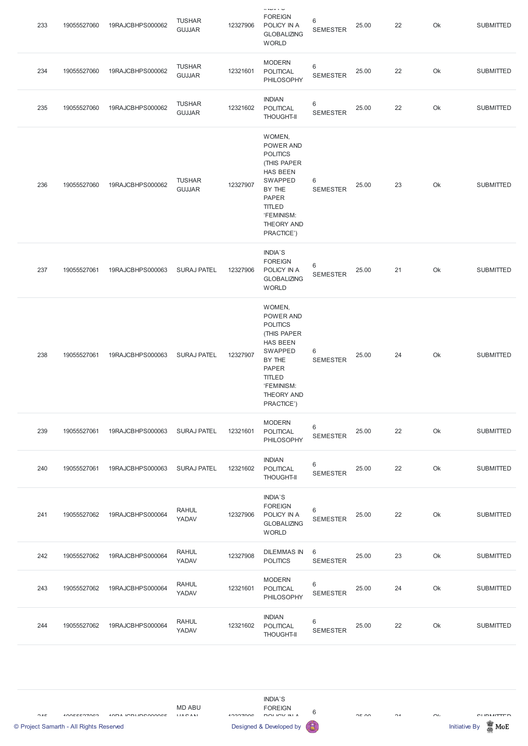| 233 | 19055527060 | 19RAJCBHPS000062 | TUSHAR GUJJAR | 12327906 | INDIA`S FOREIGN POLICY IN A GLOBALIZING WORLD | 6 SEMESTER | 25.00 | 22 | Ok | SUBMITTED |
|---|---|---|---|---|---|---|---|---|---|---|
| 234 | 19055527060 | 19RAJCBHPS000062 | TUSHAR GUJJAR | 12321601 | MODERN POLITICAL PHILOSOPHY | 6 SEMESTER | 25.00 | 22 | Ok | SUBMITTED |
| 235 | 19055527060 | 19RAJCBHPS000062 | TUSHAR GUJJAR | 12321602 | INDIAN POLITICAL THOUGHT-II | 6 SEMESTER | 25.00 | 22 | Ok | SUBMITTED |
| 236 | 19055527060 | 19RAJCBHPS000062 | TUSHAR GUJJAR | 12327907 | WOMEN, POWER AND POLITICS (THIS PAPER HAS BEEN SWAPPED BY THE PAPER TITLED ‘FEMINISM: THEORY AND PRACTICE’) | 6 SEMESTER | 25.00 | 23 | Ok | SUBMITTED |
| 237 | 19055527061 | 19RAJCBHPS000063 | SURAJ PATEL | 12327906 | INDIA`S FOREIGN POLICY IN A GLOBALIZING WORLD | 6 SEMESTER | 25.00 | 21 | Ok | SUBMITTED |
| 238 | 19055527061 | 19RAJCBHPS000063 | SURAJ PATEL | 12327907 | WOMEN, POWER AND POLITICS (THIS PAPER HAS BEEN SWAPPED BY THE PAPER TITLED ‘FEMINISM: THEORY AND PRACTICE’) | 6 SEMESTER | 25.00 | 24 | Ok | SUBMITTED |
| 239 | 19055527061 | 19RAJCBHPS000063 | SURAJ PATEL | 12321601 | MODERN POLITICAL PHILOSOPHY | 6 SEMESTER | 25.00 | 22 | Ok | SUBMITTED |
| 240 | 19055527061 | 19RAJCBHPS000063 | SURAJ PATEL | 12321602 | INDIAN POLITICAL THOUGHT-II | 6 SEMESTER | 25.00 | 22 | Ok | SUBMITTED |
| 241 | 19055527062 | 19RAJCBHPS000064 | RAHUL YADAV | 12327906 | INDIA`S FOREIGN POLICY IN A GLOBALIZING WORLD | 6 SEMESTER | 25.00 | 22 | Ok | SUBMITTED |
| 242 | 19055527062 | 19RAJCBHPS000064 | RAHUL YADAV | 12327908 | DILEMMAS IN POLITICS | 6 SEMESTER | 25.00 | 23 | Ok | SUBMITTED |
| 243 | 19055527062 | 19RAJCBHPS000064 | RAHUL YADAV | 12321601 | MODERN POLITICAL PHILOSOPHY | 6 SEMESTER | 25.00 | 24 | Ok | SUBMITTED |
| 244 | 19055527062 | 19RAJCBHPS000064 | RAHUL YADAV | 12321602 | INDIAN POLITICAL THOUGHT-II | 6 SEMESTER | 25.00 | 22 | Ok | SUBMITTED |
| 245 | 19055527063 | 19RAJCBHPS000065 | MD ABU HASAN | 12327906 | INDIA`S FOREIGN POLICY IN A | 6 | 25.00 | 21 | Ok | SUBMITTED |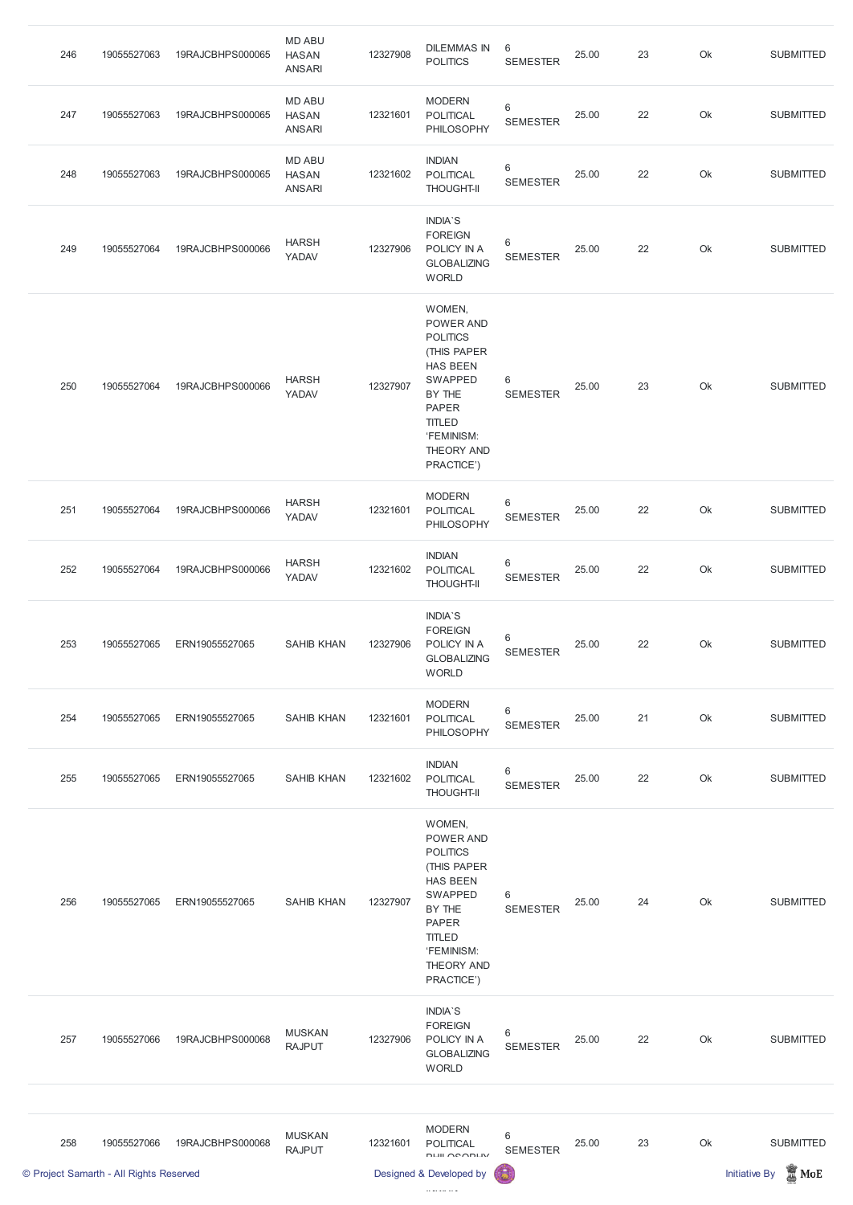| | | | | | | | | | | |
|---|---|---|---|---|---|---|---|---|---|---|
| 246 | 19055527063 | 19RAJCBHPS000065 | MD ABU HASAN ANSARI | 12327908 | DILEMMAS IN POLITICS | 6 SEMESTER | 25.00 | 23 | Ok | SUBMITTED |
| 247 | 19055527063 | 19RAJCBHPS000065 | MD ABU HASAN ANSARI | 12321601 | MODERN POLITICAL PHILOSOPHY | 6 SEMESTER | 25.00 | 22 | Ok | SUBMITTED |
| 248 | 19055527063 | 19RAJCBHPS000065 | MD ABU HASAN ANSARI | 12321602 | INDIAN POLITICAL THOUGHT-II | 6 SEMESTER | 25.00 | 22 | Ok | SUBMITTED |
| 249 | 19055527064 | 19RAJCBHPS000066 | HARSH YADAV | 12327906 | INDIA`S FOREIGN POLICY IN A GLOBALIZING WORLD | 6 SEMESTER | 25.00 | 22 | Ok | SUBMITTED |
| 250 | 19055527064 | 19RAJCBHPS000066 | HARSH YADAV | 12327907 | WOMEN, POWER AND POLITICS (THIS PAPER HAS BEEN SWAPPED BY THE PAPER TITLED ‘FEMINISM: THEORY AND PRACTICE’) | 6 SEMESTER | 25.00 | 23 | Ok | SUBMITTED |
| 251 | 19055527064 | 19RAJCBHPS000066 | HARSH YADAV | 12321601 | MODERN POLITICAL PHILOSOPHY | 6 SEMESTER | 25.00 | 22 | Ok | SUBMITTED |
| 252 | 19055527064 | 19RAJCBHPS000066 | HARSH YADAV | 12321602 | INDIAN POLITICAL THOUGHT-II | 6 SEMESTER | 25.00 | 22 | Ok | SUBMITTED |
| 253 | 19055527065 | ERN19055527065 | SAHIB KHAN | 12327906 | INDIA`S FOREIGN POLICY IN A GLOBALIZING WORLD | 6 SEMESTER | 25.00 | 22 | Ok | SUBMITTED |
| 254 | 19055527065 | ERN19055527065 | SAHIB KHAN | 12321601 | MODERN POLITICAL PHILOSOPHY | 6 SEMESTER | 25.00 | 21 | Ok | SUBMITTED |
| 255 | 19055527065 | ERN19055527065 | SAHIB KHAN | 12321602 | INDIAN POLITICAL THOUGHT-II | 6 SEMESTER | 25.00 | 22 | Ok | SUBMITTED |
| 256 | 19055527065 | ERN19055527065 | SAHIB KHAN | 12327907 | WOMEN, POWER AND POLITICS (THIS PAPER HAS BEEN SWAPPED BY THE PAPER TITLED ‘FEMINISM: THEORY AND PRACTICE’) | 6 SEMESTER | 25.00 | 24 | Ok | SUBMITTED |
| 257 | 19055527066 | 19RAJCBHPS000068 | MUSKAN RAJPUT | 12327906 | INDIA`S FOREIGN POLICY IN A GLOBALIZING WORLD | 6 SEMESTER | 25.00 | 22 | Ok | SUBMITTED |
| 258 | 19055527066 | 19RAJCBHPS000068 | MUSKAN RAJPUT | 12321601 | MODERN POLITICAL PHILOSOPHY | 6 SEMESTER | 25.00 | 23 | Ok | SUBMITTED |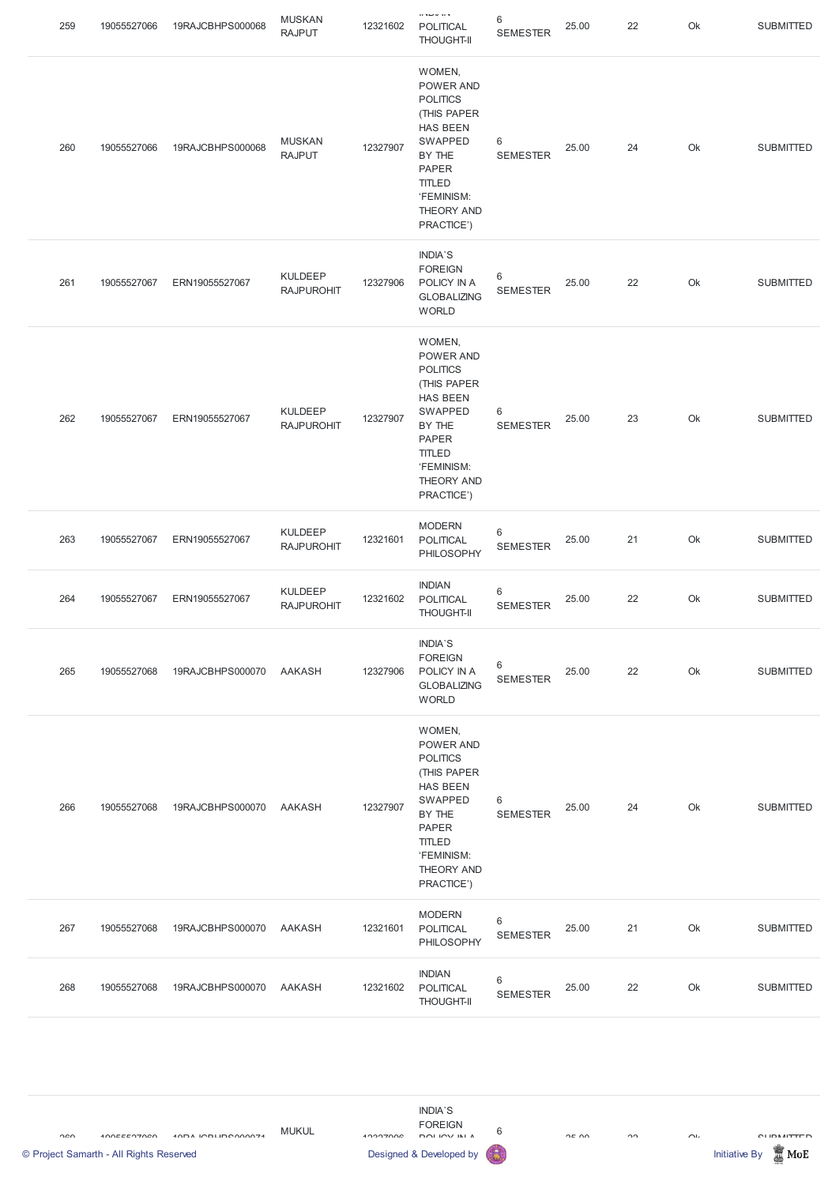| 259 | 19055527066 | 19RAJCBHPS000068 | MUSKAN RAJPUT | 12321602 | INDIAN POLITICAL THOUGHT-II | 6 SEMESTER | 25.00 | 22 | Ok | SUBMITTED |
|---|---|---|---|---|---|---|---|---|---|---|
| 260 | 19055527066 | 19RAJCBHPS000068 | MUSKAN RAJPUT | 12327907 | WOMEN, POWER AND POLITICS (THIS PAPER HAS BEEN SWAPPED BY THE PAPER TITLED 'FEMINISM: THEORY AND PRACTICE') | 6 SEMESTER | 25.00 | 24 | Ok | SUBMITTED |
| 261 | 19055527067 | ERN19055527067 | KULDEEP RAJPUROHIT | 12327906 | INDIA`S FOREIGN POLICY IN A GLOBALIZING WORLD | 6 SEMESTER | 25.00 | 22 | Ok | SUBMITTED |
| 262 | 19055527067 | ERN19055527067 | KULDEEP RAJPUROHIT | 12327907 | WOMEN, POWER AND POLITICS (THIS PAPER HAS BEEN SWAPPED BY THE PAPER TITLED 'FEMINISM: THEORY AND PRACTICE') | 6 SEMESTER | 25.00 | 23 | Ok | SUBMITTED |
| 263 | 19055527067 | ERN19055527067 | KULDEEP RAJPUROHIT | 12321601 | MODERN POLITICAL PHILOSOPHY | 6 SEMESTER | 25.00 | 21 | Ok | SUBMITTED |
| 264 | 19055527067 | ERN19055527067 | KULDEEP RAJPUROHIT | 12321602 | INDIAN POLITICAL THOUGHT-II | 6 SEMESTER | 25.00 | 22 | Ok | SUBMITTED |
| 265 | 19055527068 | 19RAJCBHPS000070 | AAKASH | 12327906 | INDIA`S FOREIGN POLICY IN A GLOBALIZING WORLD | 6 SEMESTER | 25.00 | 22 | Ok | SUBMITTED |
| 266 | 19055527068 | 19RAJCBHPS000070 | AAKASH | 12327907 | WOMEN, POWER AND POLITICS (THIS PAPER HAS BEEN SWAPPED BY THE PAPER TITLED 'FEMINISM: THEORY AND PRACTICE') | 6 SEMESTER | 25.00 | 24 | Ok | SUBMITTED |
| 267 | 19055527068 | 19RAJCBHPS000070 | AAKASH | 12321601 | MODERN POLITICAL PHILOSOPHY | 6 SEMESTER | 25.00 | 21 | Ok | SUBMITTED |
| 268 | 19055527068 | 19RAJCBHPS000070 | AAKASH | 12321602 | INDIAN POLITICAL THOUGHT-II | 6 SEMESTER | 25.00 | 22 | Ok | SUBMITTED |
| 269 | 19055527069 | 19RAJCBHPS000071 | MUKUL | 12327906 | INDIA`S FOREIGN POLICY IN A | 6 | 25.00 | 22 | Ok | SUBMITTED |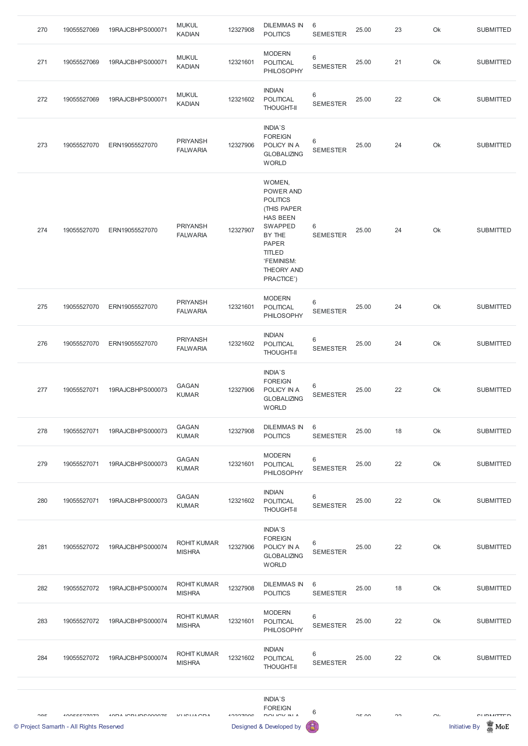| 270 | 19055527069 | 19RAJCBHPS000071 | MUKUL KADIAN | 12327908 | DILEMMAS IN POLITICS | 6 SEMESTER | 25.00 | 23 | Ok | SUBMITTED |
|---|---|---|---|---|---|---|---|---|---|---|
| 271 | 19055527069 | 19RAJCBHPS000071 | MUKUL KADIAN | 12321601 | MODERN POLITICAL PHILOSOPHY | 6 SEMESTER | 25.00 | 21 | Ok | SUBMITTED |
| 272 | 19055527069 | 19RAJCBHPS000071 | MUKUL KADIAN | 12321602 | INDIAN POLITICAL THOUGHT-II | 6 SEMESTER | 25.00 | 22 | Ok | SUBMITTED |
| 273 | 19055527070 | ERN19055527070 | PRIYANSH FALWARIA | 12327906 | INDIA`S FOREIGN POLICY IN A GLOBALIZING WORLD | 6 SEMESTER | 25.00 | 24 | Ok | SUBMITTED |
| 274 | 19055527070 | ERN19055527070 | PRIYANSH FALWARIA | 12327907 | WOMEN, POWER AND POLITICS (THIS PAPER HAS BEEN SWAPPED BY THE PAPER TITLED 'FEMINISM: THEORY AND PRACTICE') | 6 SEMESTER | 25.00 | 24 | Ok | SUBMITTED |
| 275 | 19055527070 | ERN19055527070 | PRIYANSH FALWARIA | 12321601 | MODERN POLITICAL PHILOSOPHY | 6 SEMESTER | 25.00 | 24 | Ok | SUBMITTED |
| 276 | 19055527070 | ERN19055527070 | PRIYANSH FALWARIA | 12321602 | INDIAN POLITICAL THOUGHT-II | 6 SEMESTER | 25.00 | 24 | Ok | SUBMITTED |
| 277 | 19055527071 | 19RAJCBHPS000073 | GAGAN KUMAR | 12327906 | INDIA`S FOREIGN POLICY IN A GLOBALIZING WORLD | 6 SEMESTER | 25.00 | 22 | Ok | SUBMITTED |
| 278 | 19055527071 | 19RAJCBHPS000073 | GAGAN KUMAR | 12327908 | DILEMMAS IN POLITICS | 6 SEMESTER | 25.00 | 18 | Ok | SUBMITTED |
| 279 | 19055527071 | 19RAJCBHPS000073 | GAGAN KUMAR | 12321601 | MODERN POLITICAL PHILOSOPHY | 6 SEMESTER | 25.00 | 22 | Ok | SUBMITTED |
| 280 | 19055527071 | 19RAJCBHPS000073 | GAGAN KUMAR | 12321602 | INDIAN POLITICAL THOUGHT-II | 6 SEMESTER | 25.00 | 22 | Ok | SUBMITTED |
| 281 | 19055527072 | 19RAJCBHPS000074 | ROHIT KUMAR MISHRA | 12327906 | INDIA`S FOREIGN POLICY IN A GLOBALIZING WORLD | 6 SEMESTER | 25.00 | 22 | Ok | SUBMITTED |
| 282 | 19055527072 | 19RAJCBHPS000074 | ROHIT KUMAR MISHRA | 12327908 | DILEMMAS IN POLITICS | 6 SEMESTER | 25.00 | 18 | Ok | SUBMITTED |
| 283 | 19055527072 | 19RAJCBHPS000074 | ROHIT KUMAR MISHRA | 12321601 | MODERN POLITICAL PHILOSOPHY | 6 SEMESTER | 25.00 | 22 | Ok | SUBMITTED |
| 284 | 19055527072 | 19RAJCBHPS000074 | ROHIT KUMAR MISHRA | 12321602 | INDIAN POLITICAL THOUGHT-II | 6 SEMESTER | 25.00 | 22 | Ok | SUBMITTED |
| 285 | 19055527073 | 19RAJCBHPS000075 | KUSHAGRA | 12327906 | INDIA`S FOREIGN POLICY IN A | 6 | 25.00 | 22 | Ok | SUBMITTED |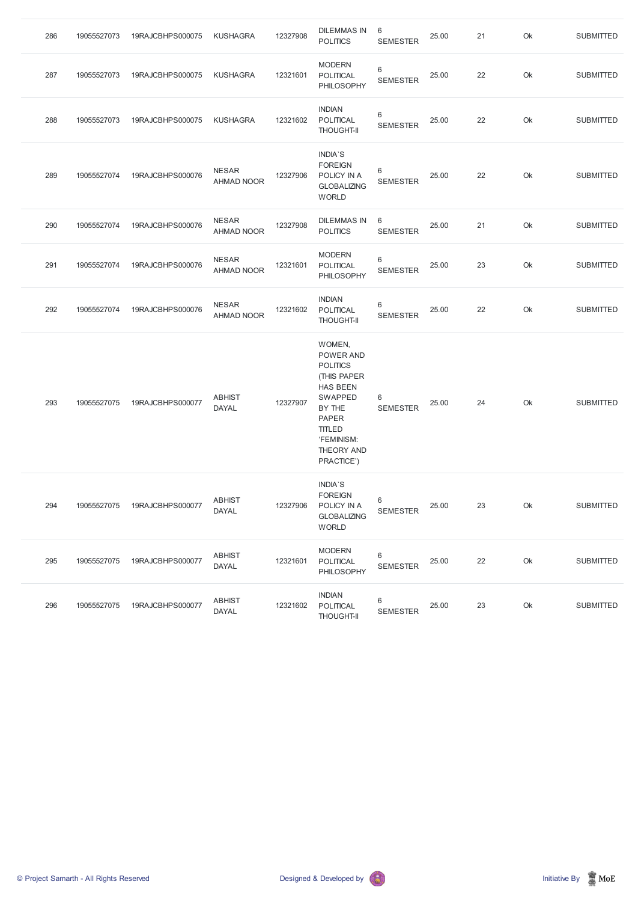| | | | | | | | | | | |
|---|---|---|---|---|---|---|---|---|---|---|
| 286 | 19055527073 | 19RAJCBHPS000075 | KUSHAGRA | 12327908 | DILEMMAS IN POLITICS | 6 SEMESTER | 25.00 | 21 | Ok | SUBMITTED |
| 287 | 19055527073 | 19RAJCBHPS000075 | KUSHAGRA | 12321601 | MODERN POLITICAL PHILOSOPHY | 6 SEMESTER | 25.00 | 22 | Ok | SUBMITTED |
| 288 | 19055527073 | 19RAJCBHPS000075 | KUSHAGRA | 12321602 | INDIAN POLITICAL THOUGHT-II | 6 SEMESTER | 25.00 | 22 | Ok | SUBMITTED |
| 289 | 19055527074 | 19RAJCBHPS000076 | NESAR AHMAD NOOR | 12327906 | INDIA`S FOREIGN POLICY IN A GLOBALIZING WORLD | 6 SEMESTER | 25.00 | 22 | Ok | SUBMITTED |
| 290 | 19055527074 | 19RAJCBHPS000076 | NESAR AHMAD NOOR | 12327908 | DILEMMAS IN POLITICS | 6 SEMESTER | 25.00 | 21 | Ok | SUBMITTED |
| 291 | 19055527074 | 19RAJCBHPS000076 | NESAR AHMAD NOOR | 12321601 | MODERN POLITICAL PHILOSOPHY | 6 SEMESTER | 25.00 | 23 | Ok | SUBMITTED |
| 292 | 19055527074 | 19RAJCBHPS000076 | NESAR AHMAD NOOR | 12321602 | INDIAN POLITICAL THOUGHT-II | 6 SEMESTER | 25.00 | 22 | Ok | SUBMITTED |
| 293 | 19055527075 | 19RAJCBHPS000077 | ABHIST DAYAL | 12327907 | WOMEN, POWER AND POLITICS (THIS PAPER HAS BEEN SWAPPED BY THE PAPER TITLED 'FEMINISM: THEORY AND PRACTICE') | 6 SEMESTER | 25.00 | 24 | Ok | SUBMITTED |
| 294 | 19055527075 | 19RAJCBHPS000077 | ABHIST DAYAL | 12327906 | INDIA`S FOREIGN POLICY IN A GLOBALIZING WORLD | 6 SEMESTER | 25.00 | 23 | Ok | SUBMITTED |
| 295 | 19055527075 | 19RAJCBHPS000077 | ABHIST DAYAL | 12321601 | MODERN POLITICAL PHILOSOPHY | 6 SEMESTER | 25.00 | 22 | Ok | SUBMITTED |
| 296 | 19055527075 | 19RAJCBHPS000077 | ABHIST DAYAL | 12321602 | INDIAN POLITICAL THOUGHT-II | 6 SEMESTER | 25.00 | 23 | Ok | SUBMITTED |